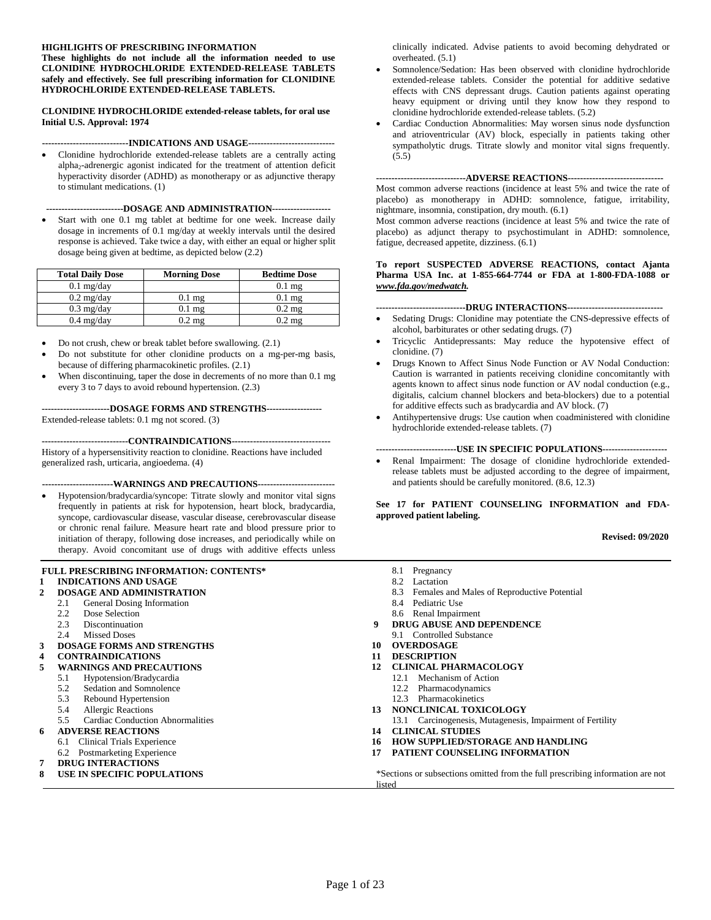**HIGHLIGHTS OF PRESCRIBING INFORMATION**
**These highlights do not include all the information needed to use CLONIDINE HYDROCHLORIDE EXTENDED-RELEASE TABLETS safely and effectively. See full prescribing information for CLONIDINE HYDROCHLORIDE EXTENDED-RELEASE TABLETS.**

**CLONIDINE HYDROCHLORIDE extended-release tablets, for oral use**
**Initial U.S. Approval: 1974**

**----------------------------INDICATIONS AND USAGE----------------------------**

- Clonidine hydrochloride extended-release tablets are a centrally acting alpha$_2$-adrenergic agonist indicated for the treatment of attention deficit hyperactivity disorder (ADHD) as monotherapy or as adjunctive therapy to stimulant medications. (1)

**-------------------------DOSAGE AND ADMINISTRATION-------------------**

- Start with one 0.1 mg tablet at bedtime for one week. Increase daily dosage in increments of 0.1 mg/day at weekly intervals until the desired response is achieved. Take twice a day, with either an equal or higher split dosage being given at bedtime, as depicted below (2.2)

| Total Daily Dose | Morning Dose | Bedtime Dose |
|---|---|---|
| 0.1 mg/day | | 0.1 mg |
| 0.2 mg/day | 0.1 mg | 0.1 mg |
| 0.3 mg/day | 0.1 mg | 0.2 mg |
| 0.4 mg/day | 0.2 mg | 0.2 mg |

- Do not crush, chew or break tablet before swallowing. (2.1)
- Do not substitute for other clonidine products on a mg-per-mg basis, because of differing pharmacokinetic profiles. (2.1)
- When discontinuing, taper the dose in decrements of no more than 0.1 mg every 3 to 7 days to avoid rebound hypertension. (2.3)

**----------------------DOSAGE FORMS AND STRENGTHS------------------**

Extended-release tablets: 0.1 mg not scored. (3)

**----------------------------CONTRAINDICATIONS--------------------------------**

History of a hypersensitivity reaction to clonidine. Reactions have included generalized rash, urticaria, angioedema. (4)

**-----------------------WARNINGS AND PRECAUTIONS------------------------**

- Hypotension/bradycardia/syncope: Titrate slowly and monitor vital signs frequently in patients at risk for hypotension, heart block, bradycardia, syncope, cardiovascular disease, vascular disease, cerebrovascular disease or chronic renal failure. Measure heart rate and blood pressure prior to initiation of therapy, following dose increases, and periodically while on therapy. Avoid concomitant use of drugs with additive effects unless clinically indicated. Advise patients to avoid becoming dehydrated or overheated. (5.1)
- Somnolence/Sedation: Has been observed with clonidine hydrochloride extended-release tablets. Consider the potential for additive sedative effects with CNS depressant drugs. Caution patients against operating heavy equipment or driving until they know how they respond to clonidine hydrochloride extended-release tablets. (5.2)
- Cardiac Conduction Abnormalities: May worsen sinus node dysfunction and atrioventricular (AV) block, especially in patients taking other sympatholytic drugs. Titrate slowly and monitor vital signs frequently. (5.5)

**-----------------------------ADVERSE REACTIONS-------------------------------**

Most common adverse reactions (incidence at least 5% and twice the rate of placebo) as monotherapy in ADHD: somnolence, fatigue, irritability, nightmare, insomnia, constipation, dry mouth. (6.1)
Most common adverse reactions (incidence at least 5% and twice the rate of placebo) as adjunct therapy to psychostimulant in ADHD: somnolence, fatigue, decreased appetite, dizziness. (6.1)

**To report SUSPECTED ADVERSE REACTIONS, contact Ajanta Pharma USA Inc. at 1-855-664-7744 or FDA at 1-800-FDA-1088 or *www.fda.gov/medwatch*.**

**-----------------------------DRUG INTERACTIONS-------------------------------**

- Sedating Drugs: Clonidine may potentiate the CNS-depressive effects of alcohol, barbiturates or other sedating drugs. (7)
- Tricyclic Antidepressants: May reduce the hypotensive effect of clonidine. (7)
- Drugs Known to Affect Sinus Node Function or AV Nodal Conduction: Caution is warranted in patients receiving clonidine concomitantly with agents known to affect sinus node function or AV nodal conduction (e.g., digitalis, calcium channel blockers and beta-blockers) due to a potential for additive effects such as bradycardia and AV block. (7)
- Antihypertensive drugs: Use caution when coadministered with clonidine hydrochloride extended-release tablets. (7)

**--------------------------USE IN SPECIFIC POPULATIONS---------------------**

- Renal Impairment: The dosage of clonidine hydrochloride extended-release tablets must be adjusted according to the degree of impairment, and patients should be carefully monitored. (8.6, 12.3)

**See 17 for PATIENT COUNSELING INFORMATION and FDA-approved patient labeling.**

**Revised: 09/2020**

**FULL PRESCRIBING INFORMATION: CONTENTS***

**1 INDICATIONS AND USAGE**
**2 DOSAGE AND ADMINISTRATION**
- 2.1 General Dosing Information
- 2.2 Dose Selection
- 2.3 Discontinuation
- 2.4 Missed Doses

**3 DOSAGE FORMS AND STRENGTHS**
**4 CONTRAINDICATIONS**
**5 WARNINGS AND PRECAUTIONS**
- 5.1 Hypotension/Bradycardia
- 5.2 Sedation and Somnolence
- 5.3 Rebound Hypertension
- 5.4 Allergic Reactions
- 5.5 Cardiac Conduction Abnormalities

**6 ADVERSE REACTIONS**
- 6.1 Clinical Trials Experience
- 6.2 Postmarketing Experience

**7 DRUG INTERACTIONS**
**8 USE IN SPECIFIC POPULATIONS**
- 8.1 Pregnancy
- 8.2 Lactation
- 8.3 Females and Males of Reproductive Potential
- 8.4 Pediatric Use
- 8.6 Renal Impairment

**9 DRUG ABUSE AND DEPENDENCE**
- 9.1 Controlled Substance

**10 OVERDOSAGE**
**11 DESCRIPTION**
**12 CLINICAL PHARMACOLOGY**
- 12.1 Mechanism of Action
- 12.2 Pharmacodynamics
- 12.3 Pharmacokinetics

**13 NONCLINICAL TOXICOLOGY**
- 13.1 Carcinogenesis, Mutagenesis, Impairment of Fertility

**14 CLINICAL STUDIES**
**16 HOW SUPPLIED/STORAGE AND HANDLING**
**17 PATIENT COUNSELING INFORMATION**

*Sections or subsections omitted from the full prescribing information are not listed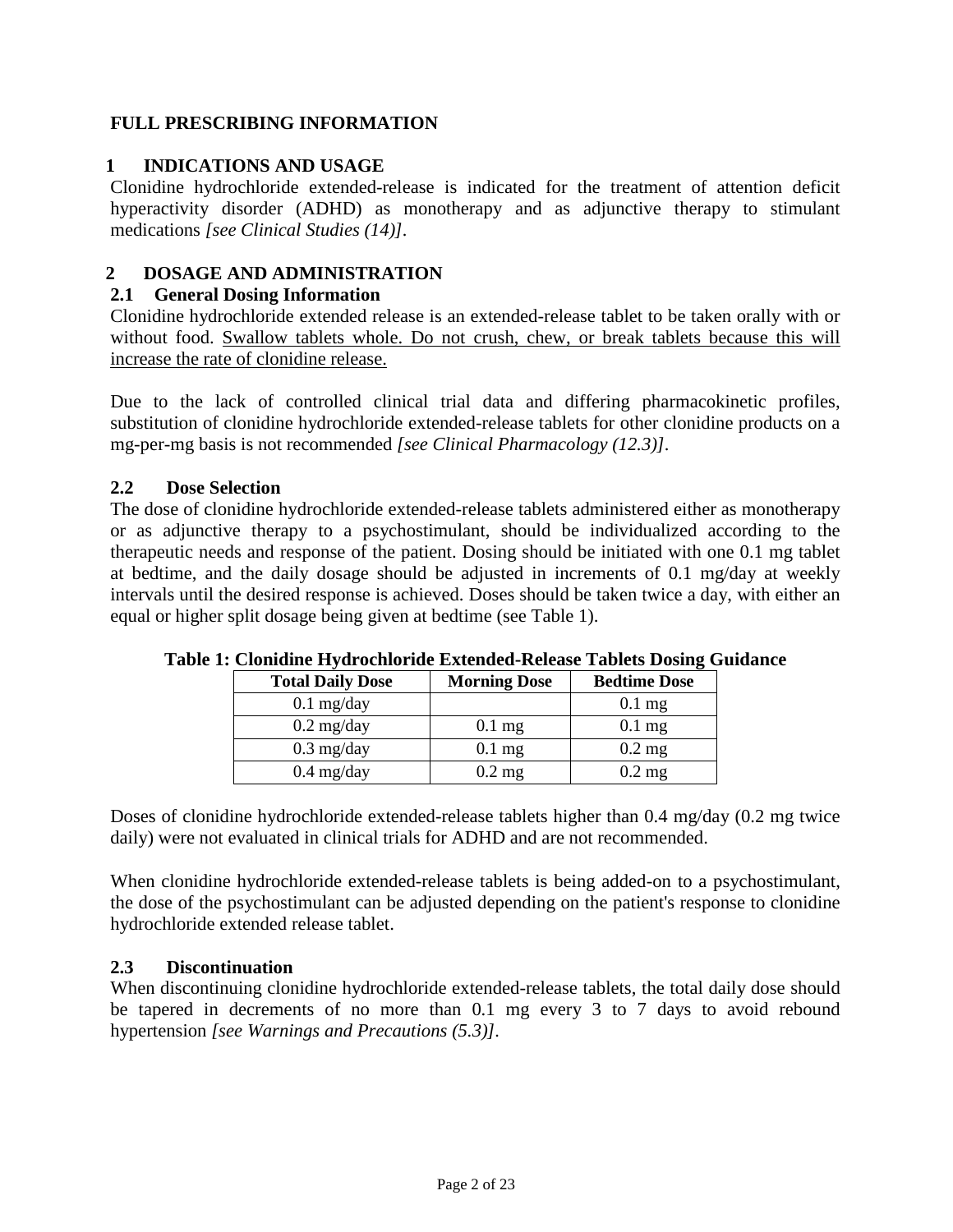# FULL PRESCRIBING INFORMATION

## 1 INDICATIONS AND USAGE

Clonidine hydrochloride extended-release is indicated for the treatment of attention deficit hyperactivity disorder (ADHD) as monotherapy and as adjunctive therapy to stimulant medications *[see Clinical Studies (14)]*.

## 2 DOSAGE AND ADMINISTRATION

### 2.1 General Dosing Information

Clonidine hydrochloride extended release is an extended-release tablet to be taken orally with or without food. Swallow tablets whole. Do not crush, chew, or break tablets because this will increase the rate of clonidine release.

Due to the lack of controlled clinical trial data and differing pharmacokinetic profiles, substitution of clonidine hydrochloride extended-release tablets for other clonidine products on a mg-per-mg basis is not recommended *[see Clinical Pharmacology (12.3)]*.

### 2.2 Dose Selection

The dose of clonidine hydrochloride extended-release tablets administered either as monotherapy or as adjunctive therapy to a psychostimulant, should be individualized according to the therapeutic needs and response of the patient. Dosing should be initiated with one 0.1 mg tablet at bedtime, and the daily dosage should be adjusted in increments of 0.1 mg/day at weekly intervals until the desired response is achieved. Doses should be taken twice a day, with either an equal or higher split dosage being given at bedtime (see Table 1).

**Table 1: Clonidine Hydrochloride Extended-Release Tablets Dosing Guidance**

| Total Daily Dose | Morning Dose | Bedtime Dose |
|---|---|---|
| 0.1 mg/day | | 0.1 mg |
| 0.2 mg/day | 0.1 mg | 0.1 mg |
| 0.3 mg/day | 0.1 mg | 0.2 mg |
| 0.4 mg/day | 0.2 mg | 0.2 mg |

Doses of clonidine hydrochloride extended-release tablets higher than 0.4 mg/day (0.2 mg twice daily) were not evaluated in clinical trials for ADHD and are not recommended.

When clonidine hydrochloride extended-release tablets is being added-on to a psychostimulant, the dose of the psychostimulant can be adjusted depending on the patient's response to clonidine hydrochloride extended release tablet.

### 2.3 Discontinuation

When discontinuing clonidine hydrochloride extended-release tablets, the total daily dose should be tapered in decrements of no more than 0.1 mg every 3 to 7 days to avoid rebound hypertension *[see Warnings and Precautions (5.3)]*.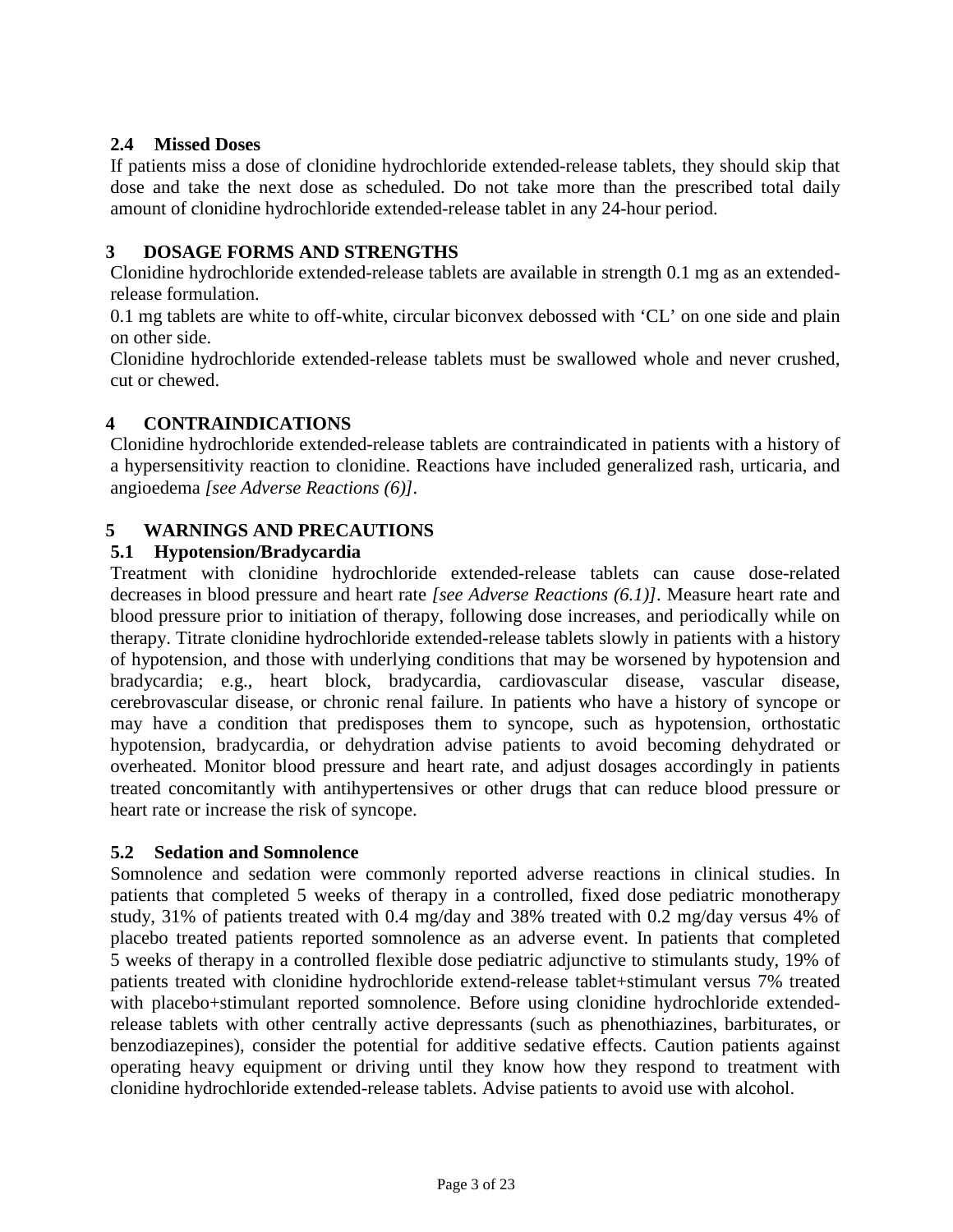### 2.4 Missed Doses

If patients miss a dose of clonidine hydrochloride extended-release tablets, they should skip that dose and take the next dose as scheduled. Do not take more than the prescribed total daily amount of clonidine hydrochloride extended-release tablet in any 24-hour period.

## 3 DOSAGE FORMS AND STRENGTHS

Clonidine hydrochloride extended-release tablets are available in strength 0.1 mg as an extended-release formulation.

0.1 mg tablets are white to off-white, circular biconvex debossed with 'CL' on one side and plain on other side.

Clonidine hydrochloride extended-release tablets must be swallowed whole and never crushed, cut or chewed.

## 4 CONTRAINDICATIONS

Clonidine hydrochloride extended-release tablets are contraindicated in patients with a history of a hypersensitivity reaction to clonidine. Reactions have included generalized rash, urticaria, and angioedema *[see Adverse Reactions (6)]*.

## 5 WARNINGS AND PRECAUTIONS

### 5.1 Hypotension/Bradycardia

Treatment with clonidine hydrochloride extended-release tablets can cause dose-related decreases in blood pressure and heart rate *[see Adverse Reactions (6.1)]*. Measure heart rate and blood pressure prior to initiation of therapy, following dose increases, and periodically while on therapy. Titrate clonidine hydrochloride extended-release tablets slowly in patients with a history of hypotension, and those with underlying conditions that may be worsened by hypotension and bradycardia; e.g., heart block, bradycardia, cardiovascular disease, vascular disease, cerebrovascular disease, or chronic renal failure. In patients who have a history of syncope or may have a condition that predisposes them to syncope, such as hypotension, orthostatic hypotension, bradycardia, or dehydration advise patients to avoid becoming dehydrated or overheated. Monitor blood pressure and heart rate, and adjust dosages accordingly in patients treated concomitantly with antihypertensives or other drugs that can reduce blood pressure or heart rate or increase the risk of syncope.

### 5.2 Sedation and Somnolence

Somnolence and sedation were commonly reported adverse reactions in clinical studies. In patients that completed 5 weeks of therapy in a controlled, fixed dose pediatric monotherapy study, 31% of patients treated with 0.4 mg/day and 38% treated with 0.2 mg/day versus 4% of placebo treated patients reported somnolence as an adverse event. In patients that completed 5 weeks of therapy in a controlled flexible dose pediatric adjunctive to stimulants study, 19% of patients treated with clonidine hydrochloride extend-release tablet+stimulant versus 7% treated with placebo+stimulant reported somnolence. Before using clonidine hydrochloride extended-release tablets with other centrally active depressants (such as phenothiazines, barbiturates, or benzodiazepines), consider the potential for additive sedative effects. Caution patients against operating heavy equipment or driving until they know how they respond to treatment with clonidine hydrochloride extended-release tablets. Advise patients to avoid use with alcohol.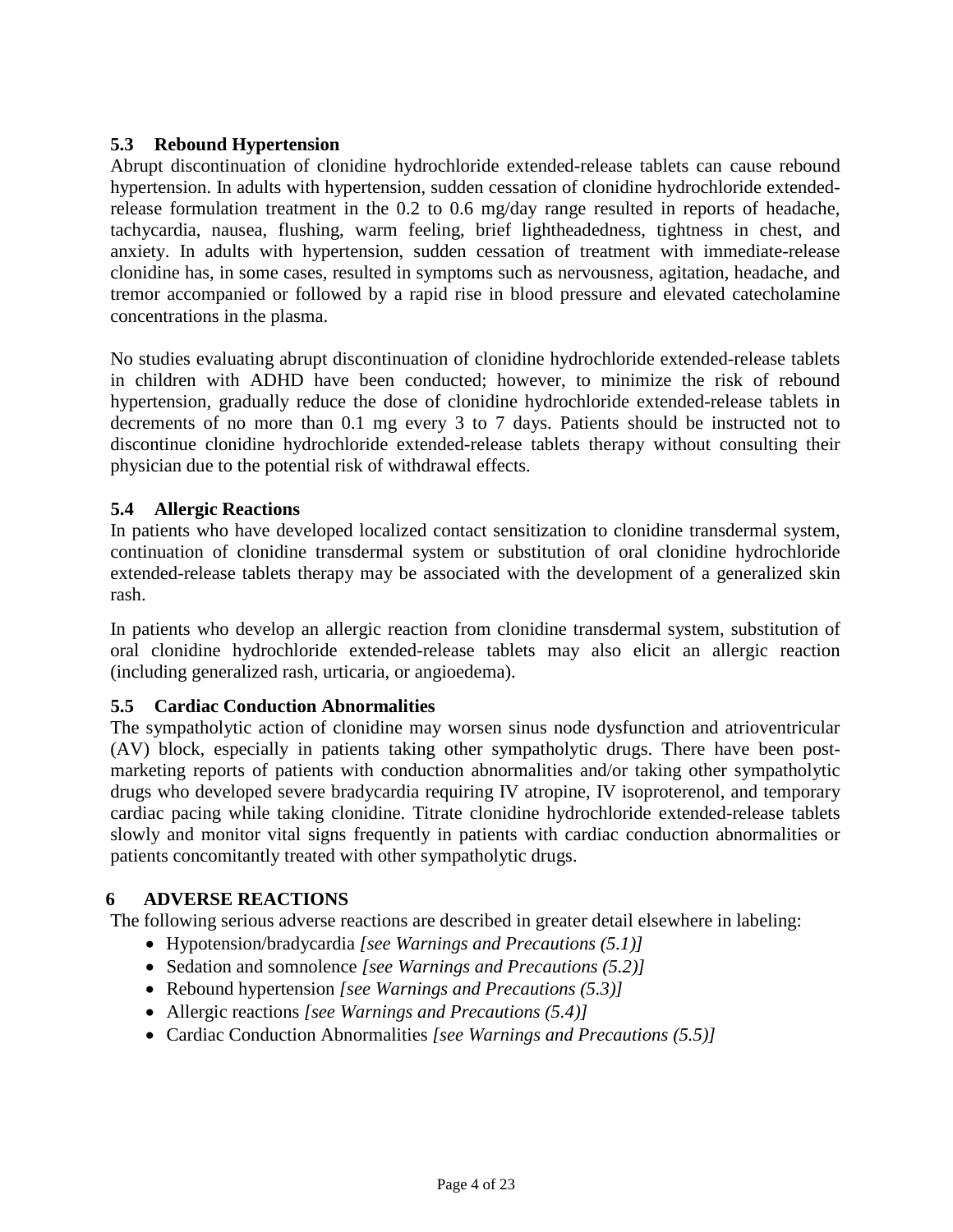### 5.3 Rebound Hypertension

Abrupt discontinuation of clonidine hydrochloride extended-release tablets can cause rebound hypertension. In adults with hypertension, sudden cessation of clonidine hydrochloride extended-release formulation treatment in the 0.2 to 0.6 mg/day range resulted in reports of headache, tachycardia, nausea, flushing, warm feeling, brief lightheadedness, tightness in chest, and anxiety. In adults with hypertension, sudden cessation of treatment with immediate-release clonidine has, in some cases, resulted in symptoms such as nervousness, agitation, headache, and tremor accompanied or followed by a rapid rise in blood pressure and elevated catecholamine concentrations in the plasma.

No studies evaluating abrupt discontinuation of clonidine hydrochloride extended-release tablets in children with ADHD have been conducted; however, to minimize the risk of rebound hypertension, gradually reduce the dose of clonidine hydrochloride extended-release tablets in decrements of no more than 0.1 mg every 3 to 7 days. Patients should be instructed not to discontinue clonidine hydrochloride extended-release tablets therapy without consulting their physician due to the potential risk of withdrawal effects.

### 5.4 Allergic Reactions

In patients who have developed localized contact sensitization to clonidine transdermal system, continuation of clonidine transdermal system or substitution of oral clonidine hydrochloride extended-release tablets therapy may be associated with the development of a generalized skin rash.

In patients who develop an allergic reaction from clonidine transdermal system, substitution of oral clonidine hydrochloride extended-release tablets may also elicit an allergic reaction (including generalized rash, urticaria, or angioedema).

### 5.5 Cardiac Conduction Abnormalities

The sympatholytic action of clonidine may worsen sinus node dysfunction and atrioventricular (AV) block, especially in patients taking other sympatholytic drugs. There have been post-marketing reports of patients with conduction abnormalities and/or taking other sympatholytic drugs who developed severe bradycardia requiring IV atropine, IV isoproterenol, and temporary cardiac pacing while taking clonidine. Titrate clonidine hydrochloride extended-release tablets slowly and monitor vital signs frequently in patients with cardiac conduction abnormalities or patients concomitantly treated with other sympatholytic drugs.

## 6 ADVERSE REACTIONS

The following serious adverse reactions are described in greater detail elsewhere in labeling:

- Hypotension/bradycardia *[see Warnings and Precautions (5.1)]*
- Sedation and somnolence *[see Warnings and Precautions (5.2)]*
- Rebound hypertension *[see Warnings and Precautions (5.3)]*
- Allergic reactions *[see Warnings and Precautions (5.4)]*
- Cardiac Conduction Abnormalities *[see Warnings and Precautions (5.5)]*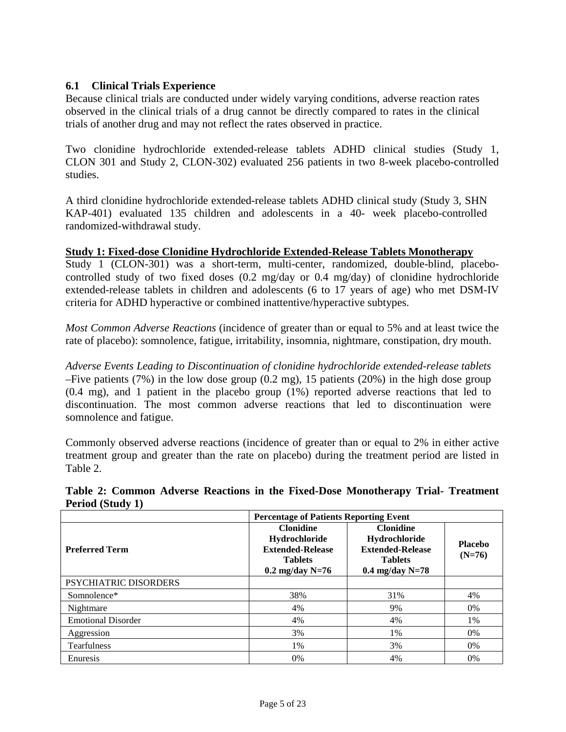### 6.1 Clinical Trials Experience

Because clinical trials are conducted under widely varying conditions, adverse reaction rates observed in the clinical trials of a drug cannot be directly compared to rates in the clinical trials of another drug and may not reflect the rates observed in practice.

Two clonidine hydrochloride extended-release tablets ADHD clinical studies (Study 1, CLON 301 and Study 2, CLON-302) evaluated 256 patients in two 8-week placebo-controlled studies.

A third clonidine hydrochloride extended-release tablets ADHD clinical study (Study 3, SHN KAP-401) evaluated 135 children and adolescents in a 40- week placebo-controlled randomized-withdrawal study.

**Study 1: Fixed-dose Clonidine Hydrochloride Extended-Release Tablets Monotherapy**

Study 1 (CLON-301) was a short-term, multi-center, randomized, double-blind, placebo-controlled study of two fixed doses (0.2 mg/day or 0.4 mg/day) of clonidine hydrochloride extended-release tablets in children and adolescents (6 to 17 years of age) who met DSM-IV criteria for ADHD hyperactive or combined inattentive/hyperactive subtypes.

*Most Common Adverse Reactions* (incidence of greater than or equal to 5% and at least twice the rate of placebo): somnolence, fatigue, irritability, insomnia, nightmare, constipation, dry mouth.

*Adverse Events Leading to Discontinuation of clonidine hydrochloride extended-release tablets* –Five patients (7%) in the low dose group (0.2 mg), 15 patients (20%) in the high dose group (0.4 mg), and 1 patient in the placebo group (1%) reported adverse reactions that led to discontinuation. The most common adverse reactions that led to discontinuation were somnolence and fatigue.

Commonly observed adverse reactions (incidence of greater than or equal to 2% in either active treatment group and greater than the rate on placebo) during the treatment period are listed in Table 2.

**Table 2: Common Adverse Reactions in the Fixed-Dose Monotherapy Trial- Treatment Period (Study 1)**

| | Percentage of Patients Reporting Event | | |
|---|---|---|---|
| **Preferred Term** | **Clonidine Hydrochloride Extended-Release Tablets 0.2 mg/day N=76** | **Clonidine Hydrochloride Extended-Release Tablets 0.4 mg/day N=78** | **Placebo (N=76)** |
| PSYCHIATRIC DISORDERS | | | |
| Somnolence* | 38% | 31% | 4% |
| Nightmare | 4% | 9% | 0% |
| Emotional Disorder | 4% | 4% | 1% |
| Aggression | 3% | 1% | 0% |
| Tearfulness | 1% | 3% | 0% |
| Enuresis | 0% | 4% | 0% |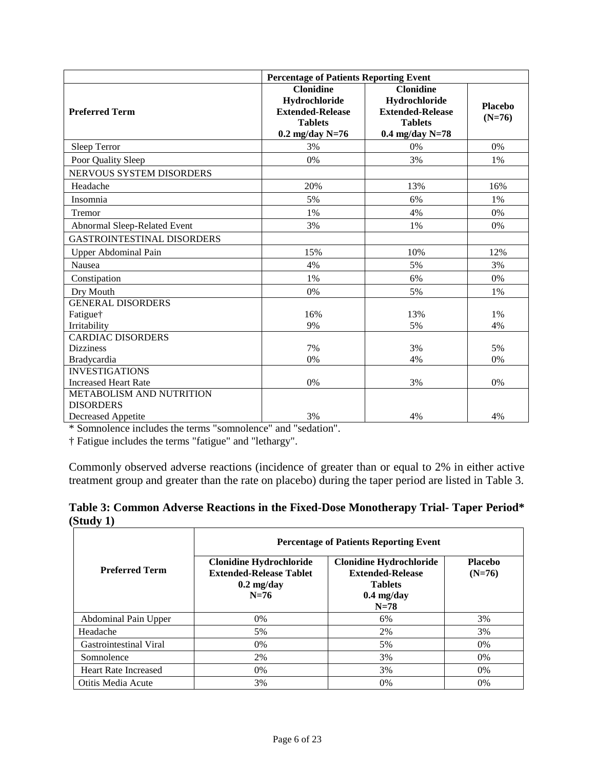| | Percentage of Patients Reporting Event | | |
|---|---|---|---|
| Preferred Term | Clonidine Hydrochloride Extended-Release Tablets 0.2 mg/day N=76 | Clonidine Hydrochloride Extended-Release Tablets 0.4 mg/day N=78 | Placebo (N=76) |
| Sleep Terror | 3% | 0% | 0% |
| Poor Quality Sleep | 0% | 3% | 1% |
| NERVOUS SYSTEM DISORDERS | | | |
| Headache | 20% | 13% | 16% |
| Insomnia | 5% | 6% | 1% |
| Tremor | 1% | 4% | 0% |
| Abnormal Sleep-Related Event | 3% | 1% | 0% |
| GASTROINTESTINAL DISORDERS | | | |
| Upper Abdominal Pain | 15% | 10% | 12% |
| Nausea | 4% | 5% | 3% |
| Constipation | 1% | 6% | 0% |
| Dry Mouth | 0% | 5% | 1% |
| GENERAL DISORDERS | | | |
| Fatigue† | 16% | 13% | 1% |
| Irritability | 9% | 5% | 4% |
| CARDIAC DISORDERS | | | |
| Dizziness | 7% | 3% | 5% |
| Bradycardia | 0% | 4% | 0% |
| INVESTIGATIONS | | | |
| Increased Heart Rate | 0% | 3% | 0% |
| METABOLISM AND NUTRITION DISORDERS | | | |
| Decreased Appetite | 3% | 4% | 4% |

* Somnolence includes the terms "somnolence" and "sedation".

† Fatigue includes the terms "fatigue" and "lethargy".

Commonly observed adverse reactions (incidence of greater than or equal to 2% in either active treatment group and greater than the rate on placebo) during the taper period are listed in Table 3.

**Table 3: Common Adverse Reactions in the Fixed-Dose Monotherapy Trial- Taper Period* (Study 1)**

| | Percentage of Patients Reporting Event | | |
|---|---|---|---|
| Preferred Term | Clonidine Hydrochloride Extended-Release Tablet 0.2 mg/day N=76 | Clonidine Hydrochloride Extended-Release Tablets 0.4 mg/day N=78 | Placebo (N=76) |
| Abdominal Pain Upper | 0% | 6% | 3% |
| Headache | 5% | 2% | 3% |
| Gastrointestinal Viral | 0% | 5% | 0% |
| Somnolence | 2% | 3% | 0% |
| Heart Rate Increased | 0% | 3% | 0% |
| Otitis Media Acute | 3% | 0% | 0% |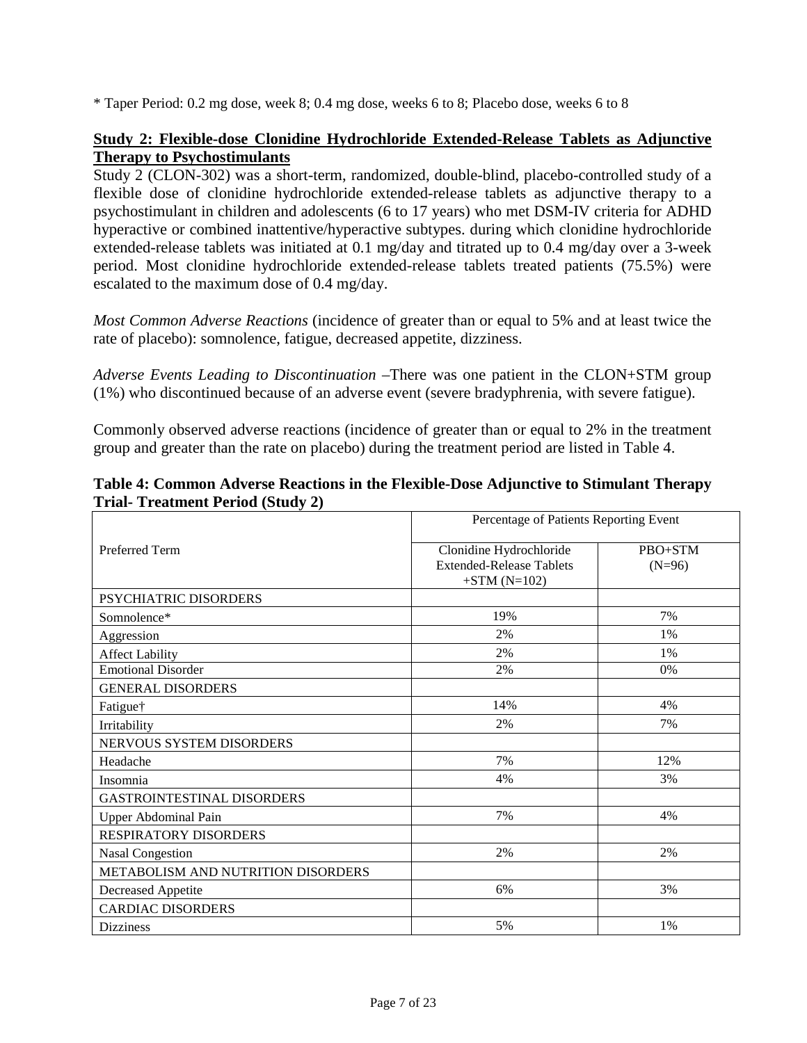* Taper Period: 0.2 mg dose, week 8; 0.4 mg dose, weeks 6 to 8; Placebo dose, weeks 6 to 8

**Study 2: Flexible-dose Clonidine Hydrochloride Extended-Release Tablets as Adjunctive Therapy to Psychostimulants**

Study 2 (CLON-302) was a short-term, randomized, double-blind, placebo-controlled study of a flexible dose of clonidine hydrochloride extended-release tablets as adjunctive therapy to a psychostimulant in children and adolescents (6 to 17 years) who met DSM-IV criteria for ADHD hyperactive or combined inattentive/hyperactive subtypes. during which clonidine hydrochloride extended-release tablets was initiated at 0.1 mg/day and titrated up to 0.4 mg/day over a 3-week period. Most clonidine hydrochloride extended-release tablets treated patients (75.5%) were escalated to the maximum dose of 0.4 mg/day.

*Most Common Adverse Reactions* (incidence of greater than or equal to 5% and at least twice the rate of placebo): somnolence, fatigue, decreased appetite, dizziness.

*Adverse Events Leading to Discontinuation* –There was one patient in the CLON+STM group (1%) who discontinued because of an adverse event (severe bradyphrenia, with severe fatigue).

Commonly observed adverse reactions (incidence of greater than or equal to 2% in the treatment group and greater than the rate on placebo) during the treatment period are listed in Table 4.

**Table 4: Common Adverse Reactions in the Flexible-Dose Adjunctive to Stimulant Therapy Trial- Treatment Period (Study 2)**

| Preferred Term | Percentage of Patients Reporting Event | |
|---|---|---|
| | Clonidine Hydrochloride Extended-Release Tablets +STM (N=102) | PBO+STM (N=96) |
| PSYCHIATRIC DISORDERS | | |
| Somnolence* | 19% | 7% |
| Aggression | 2% | 1% |
| Affect Lability | 2% | 1% |
| Emotional Disorder | 2% | 0% |
| GENERAL DISORDERS | | |
| Fatigue† | 14% | 4% |
| Irritability | 2% | 7% |
| NERVOUS SYSTEM DISORDERS | | |
| Headache | 7% | 12% |
| Insomnia | 4% | 3% |
| GASTROINTESTINAL DISORDERS | | |
| Upper Abdominal Pain | 7% | 4% |
| RESPIRATORY DISORDERS | | |
| Nasal Congestion | 2% | 2% |
| METABOLISM AND NUTRITION DISORDERS | | |
| Decreased Appetite | 6% | 3% |
| CARDIAC DISORDERS | | |
| Dizziness | 5% | 1% |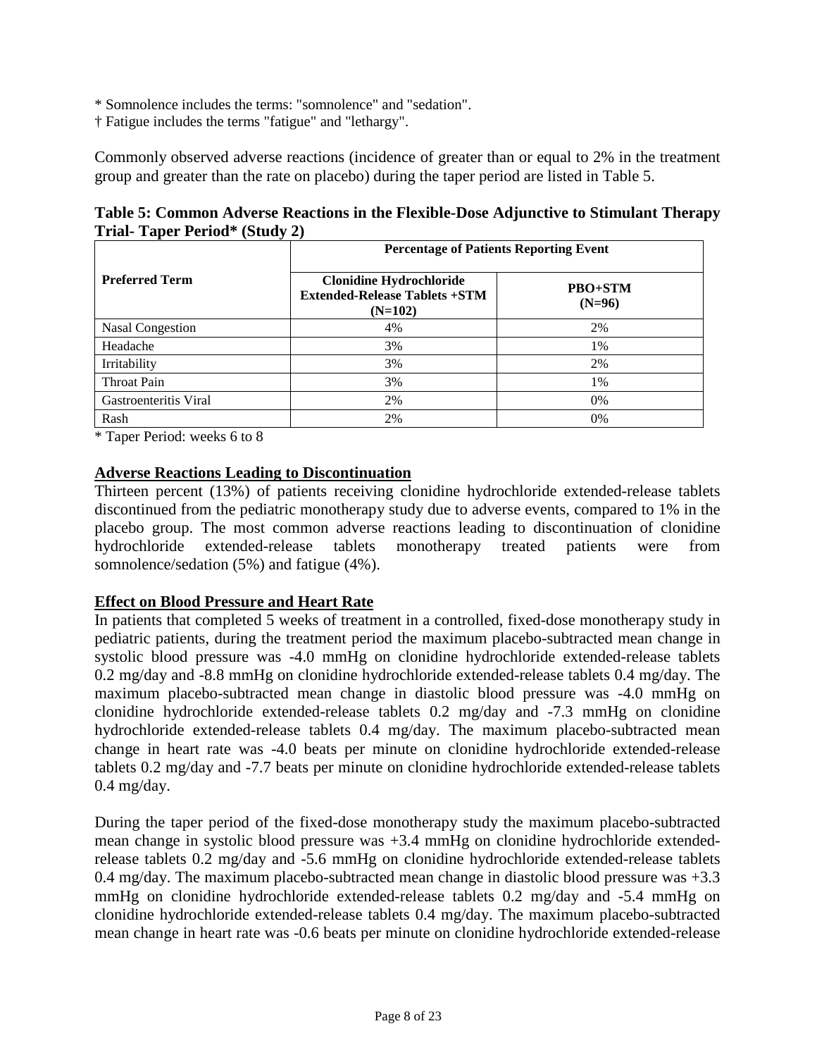* Somnolence includes the terms: "somnolence" and "sedation".

† Fatigue includes the terms "fatigue" and "lethargy".

Commonly observed adverse reactions (incidence of greater than or equal to 2% in the treatment group and greater than the rate on placebo) during the taper period are listed in Table 5.

**Table 5: Common Adverse Reactions in the Flexible-Dose Adjunctive to Stimulant Therapy Trial- Taper Period* (Study 2)**

| Preferred Term | Percentage of Patients Reporting Event | |
|---|---|---|
| | **Clonidine Hydrochloride Extended-Release Tablets +STM (N=102)** | **PBO+STM (N=96)** |
| Nasal Congestion | 4% | 2% |
| Headache | 3% | 1% |
| Irritability | 3% | 2% |
| Throat Pain | 3% | 1% |
| Gastroenteritis Viral | 2% | 0% |
| Rash | 2% | 0% |

* Taper Period: weeks 6 to 8

## Adverse Reactions Leading to Discontinuation

Thirteen percent (13%) of patients receiving clonidine hydrochloride extended-release tablets discontinued from the pediatric monotherapy study due to adverse events, compared to 1% in the placebo group. The most common adverse reactions leading to discontinuation of clonidine hydrochloride extended-release tablets monotherapy treated patients were from somnolence/sedation (5%) and fatigue (4%).

## Effect on Blood Pressure and Heart Rate

In patients that completed 5 weeks of treatment in a controlled, fixed-dose monotherapy study in pediatric patients, during the treatment period the maximum placebo-subtracted mean change in systolic blood pressure was -4.0 mmHg on clonidine hydrochloride extended-release tablets 0.2 mg/day and -8.8 mmHg on clonidine hydrochloride extended-release tablets 0.4 mg/day. The maximum placebo-subtracted mean change in diastolic blood pressure was -4.0 mmHg on clonidine hydrochloride extended-release tablets 0.2 mg/day and -7.3 mmHg on clonidine hydrochloride extended-release tablets 0.4 mg/day. The maximum placebo-subtracted mean change in heart rate was -4.0 beats per minute on clonidine hydrochloride extended-release tablets 0.2 mg/day and -7.7 beats per minute on clonidine hydrochloride extended-release tablets 0.4 mg/day.

During the taper period of the fixed-dose monotherapy study the maximum placebo-subtracted mean change in systolic blood pressure was +3.4 mmHg on clonidine hydrochloride extended-release tablets 0.2 mg/day and -5.6 mmHg on clonidine hydrochloride extended-release tablets 0.4 mg/day. The maximum placebo-subtracted mean change in diastolic blood pressure was +3.3 mmHg on clonidine hydrochloride extended-release tablets 0.2 mg/day and -5.4 mmHg on clonidine hydrochloride extended-release tablets 0.4 mg/day. The maximum placebo-subtracted mean change in heart rate was -0.6 beats per minute on clonidine hydrochloride extended-release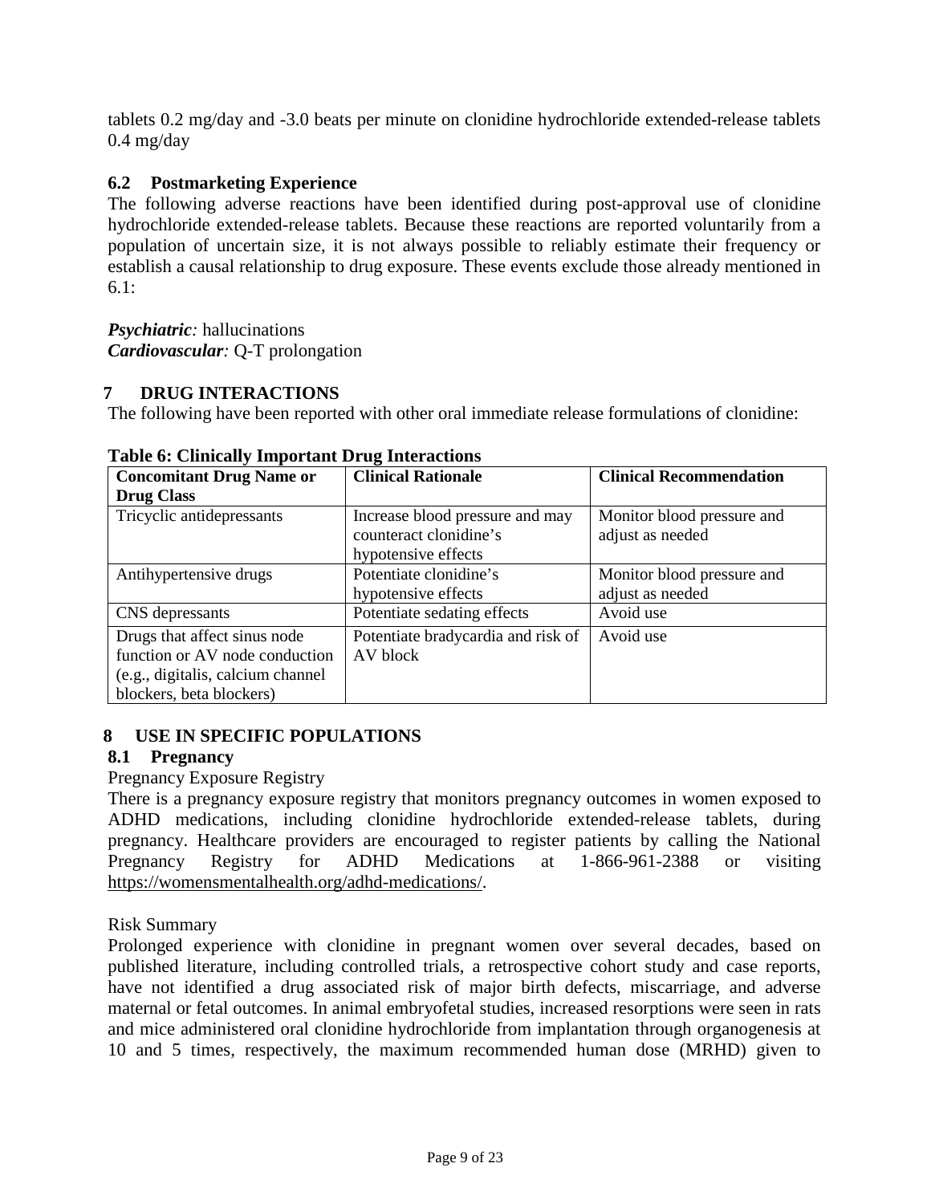tablets 0.2 mg/day and -3.0 beats per minute on clonidine hydrochloride extended-release tablets 0.4 mg/day

### 6.2 Postmarketing Experience

The following adverse reactions have been identified during post-approval use of clonidine hydrochloride extended-release tablets. Because these reactions are reported voluntarily from a population of uncertain size, it is not always possible to reliably estimate their frequency or establish a causal relationship to drug exposure. These events exclude those already mentioned in 6.1:

***Psychiatric****:* hallucinations
***Cardiovascular****:* Q-T prolongation

## 7 DRUG INTERACTIONS

The following have been reported with other oral immediate release formulations of clonidine:

**Table 6: Clinically Important Drug Interactions**

| Concomitant Drug Name or Drug Class | Clinical Rationale | Clinical Recommendation |
| --- | --- | --- |
| Tricyclic antidepressants | Increase blood pressure and may counteract clonidine's hypotensive effects | Monitor blood pressure and adjust as needed |
| Antihypertensive drugs | Potentiate clonidine's hypotensive effects | Monitor blood pressure and adjust as needed |
| CNS depressants | Potentiate sedating effects | Avoid use |
| Drugs that affect sinus node function or AV node conduction (e.g., digitalis, calcium channel blockers, beta blockers) | Potentiate bradycardia and risk of AV block | Avoid use |

## 8 USE IN SPECIFIC POPULATIONS

### 8.1 Pregnancy

Pregnancy Exposure Registry

There is a pregnancy exposure registry that monitors pregnancy outcomes in women exposed to ADHD medications, including clonidine hydrochloride extended-release tablets, during pregnancy. Healthcare providers are encouraged to register patients by calling the National Pregnancy Registry for ADHD Medications at 1-866-961-2388 or visiting https://womensmentalhealth.org/adhd-medications/.

Risk Summary

Prolonged experience with clonidine in pregnant women over several decades, based on published literature, including controlled trials, a retrospective cohort study and case reports, have not identified a drug associated risk of major birth defects, miscarriage, and adverse maternal or fetal outcomes. In animal embryofetal studies, increased resorptions were seen in rats and mice administered oral clonidine hydrochloride from implantation through organogenesis at 10 and 5 times, respectively, the maximum recommended human dose (MRHD) given to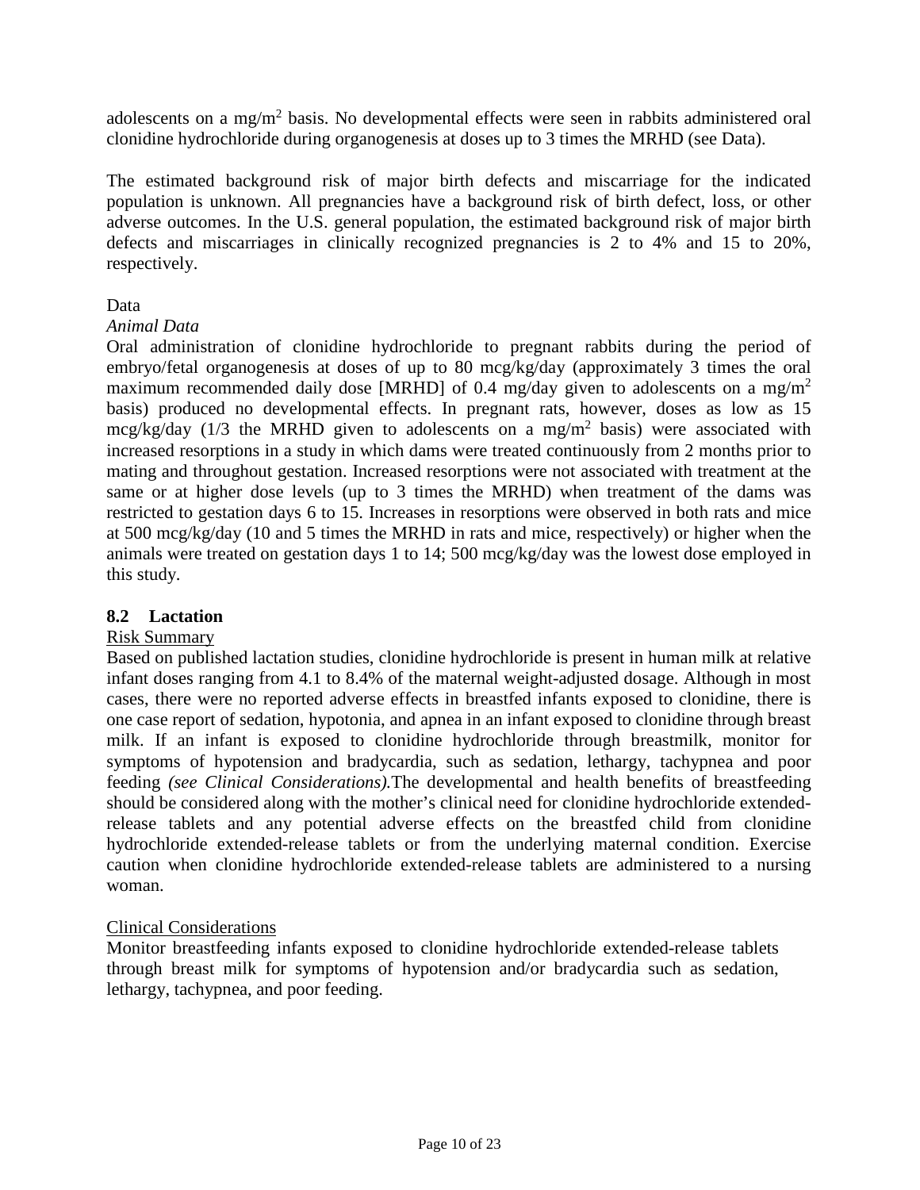adolescents on a $mg/m^2$ basis. No developmental effects were seen in rabbits administered oral clonidine hydrochloride during organogenesis at doses up to 3 times the MRHD (see Data).

The estimated background risk of major birth defects and miscarriage for the indicated population is unknown. All pregnancies have a background risk of birth defect, loss, or other adverse outcomes. In the U.S. general population, the estimated background risk of major birth defects and miscarriages in clinically recognized pregnancies is 2 to 4% and 15 to 20%, respectively.

Data

*Animal Data*

Oral administration of clonidine hydrochloride to pregnant rabbits during the period of embryo/fetal organogenesis at doses of up to 80 mcg/kg/day (approximately 3 times the oral maximum recommended daily dose [MRHD] of 0.4 mg/day given to adolescents on a $mg/m^2$ basis) produced no developmental effects. In pregnant rats, however, doses as low as 15 mcg/kg/day (1/3 the MRHD given to adolescents on a $mg/m^2$ basis) were associated with increased resorptions in a study in which dams were treated continuously from 2 months prior to mating and throughout gestation. Increased resorptions were not associated with treatment at the same or at higher dose levels (up to 3 times the MRHD) when treatment of the dams was restricted to gestation days 6 to 15. Increases in resorptions were observed in both rats and mice at 500 mcg/kg/day (10 and 5 times the MRHD in rats and mice, respectively) or higher when the animals were treated on gestation days 1 to 14; 500 mcg/kg/day was the lowest dose employed in this study.

## 8.2 Lactation

Risk Summary

Based on published lactation studies, clonidine hydrochloride is present in human milk at relative infant doses ranging from 4.1 to 8.4% of the maternal weight-adjusted dosage. Although in most cases, there were no reported adverse effects in breastfed infants exposed to clonidine, there is one case report of sedation, hypotonia, and apnea in an infant exposed to clonidine through breast milk. If an infant is exposed to clonidine hydrochloride through breastmilk, monitor for symptoms of hypotension and bradycardia, such as sedation, lethargy, tachypnea and poor feeding *(see Clinical Considerations).*The developmental and health benefits of breastfeeding should be considered along with the mother's clinical need for clonidine hydrochloride extended-release tablets and any potential adverse effects on the breastfed child from clonidine hydrochloride extended-release tablets or from the underlying maternal condition. Exercise caution when clonidine hydrochloride extended-release tablets are administered to a nursing woman.

Clinical Considerations

Monitor breastfeeding infants exposed to clonidine hydrochloride extended-release tablets through breast milk for symptoms of hypotension and/or bradycardia such as sedation, lethargy, tachypnea, and poor feeding.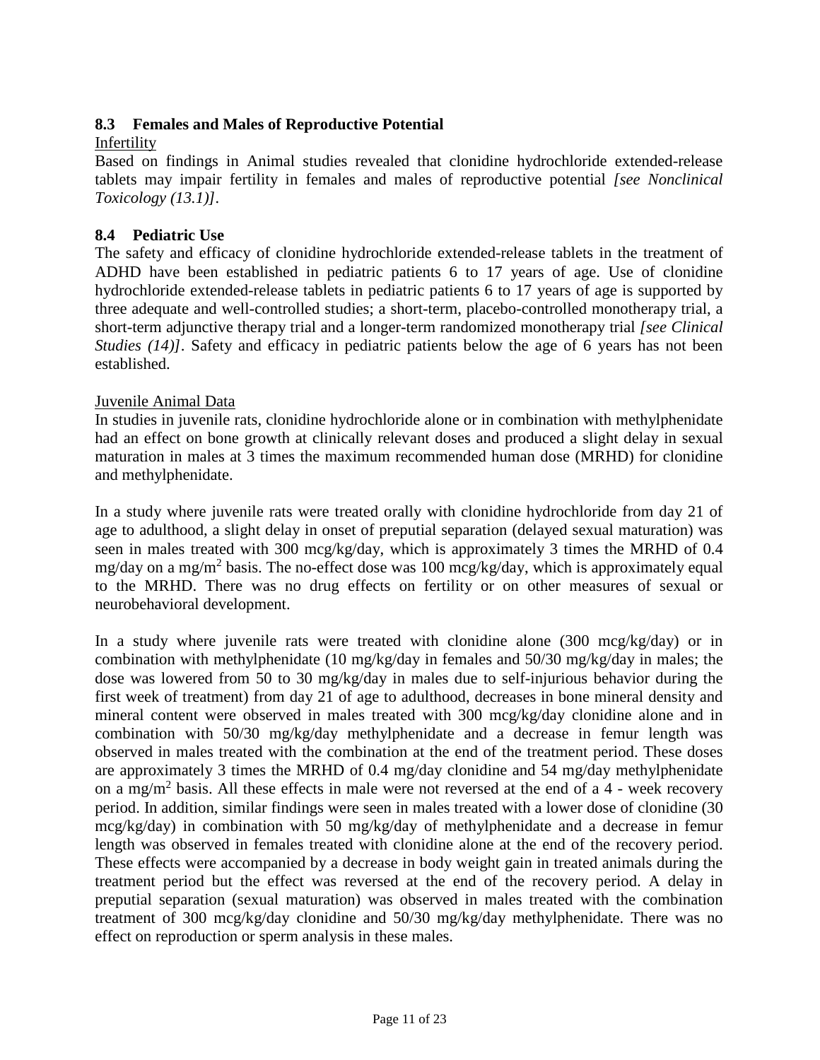### 8.3 Females and Males of Reproductive Potential

Infertility

Based on findings in Animal studies revealed that clonidine hydrochloride extended-release tablets may impair fertility in females and males of reproductive potential *[see Nonclinical Toxicology (13.1)]*.

### 8.4 Pediatric Use

The safety and efficacy of clonidine hydrochloride extended-release tablets in the treatment of ADHD have been established in pediatric patients 6 to 17 years of age. Use of clonidine hydrochloride extended-release tablets in pediatric patients 6 to 17 years of age is supported by three adequate and well-controlled studies; a short-term, placebo-controlled monotherapy trial, a short-term adjunctive therapy trial and a longer-term randomized monotherapy trial *[see Clinical Studies (14)]*. Safety and efficacy in pediatric patients below the age of 6 years has not been established.

Juvenile Animal Data

In studies in juvenile rats, clonidine hydrochloride alone or in combination with methylphenidate had an effect on bone growth at clinically relevant doses and produced a slight delay in sexual maturation in males at 3 times the maximum recommended human dose (MRHD) for clonidine and methylphenidate.

In a study where juvenile rats were treated orally with clonidine hydrochloride from day 21 of age to adulthood, a slight delay in onset of preputial separation (delayed sexual maturation) was seen in males treated with 300 mcg/kg/day, which is approximately 3 times the MRHD of 0.4 mg/day on a mg/m$^2$ basis. The no-effect dose was 100 mcg/kg/day, which is approximately equal to the MRHD. There was no drug effects on fertility or on other measures of sexual or neurobehavioral development.

In a study where juvenile rats were treated with clonidine alone (300 mcg/kg/day) or in combination with methylphenidate (10 mg/kg/day in females and 50/30 mg/kg/day in males; the dose was lowered from 50 to 30 mg/kg/day in males due to self-injurious behavior during the first week of treatment) from day 21 of age to adulthood, decreases in bone mineral density and mineral content were observed in males treated with 300 mcg/kg/day clonidine alone and in combination with 50/30 mg/kg/day methylphenidate and a decrease in femur length was observed in males treated with the combination at the end of the treatment period. These doses are approximately 3 times the MRHD of 0.4 mg/day clonidine and 54 mg/day methylphenidate on a mg/m$^2$ basis. All these effects in male were not reversed at the end of a 4 - week recovery period. In addition, similar findings were seen in males treated with a lower dose of clonidine (30 mcg/kg/day) in combination with 50 mg/kg/day of methylphenidate and a decrease in femur length was observed in females treated with clonidine alone at the end of the recovery period. These effects were accompanied by a decrease in body weight gain in treated animals during the treatment period but the effect was reversed at the end of the recovery period. A delay in preputial separation (sexual maturation) was observed in males treated with the combination treatment of 300 mcg/kg/day clonidine and 50/30 mg/kg/day methylphenidate. There was no effect on reproduction or sperm analysis in these males.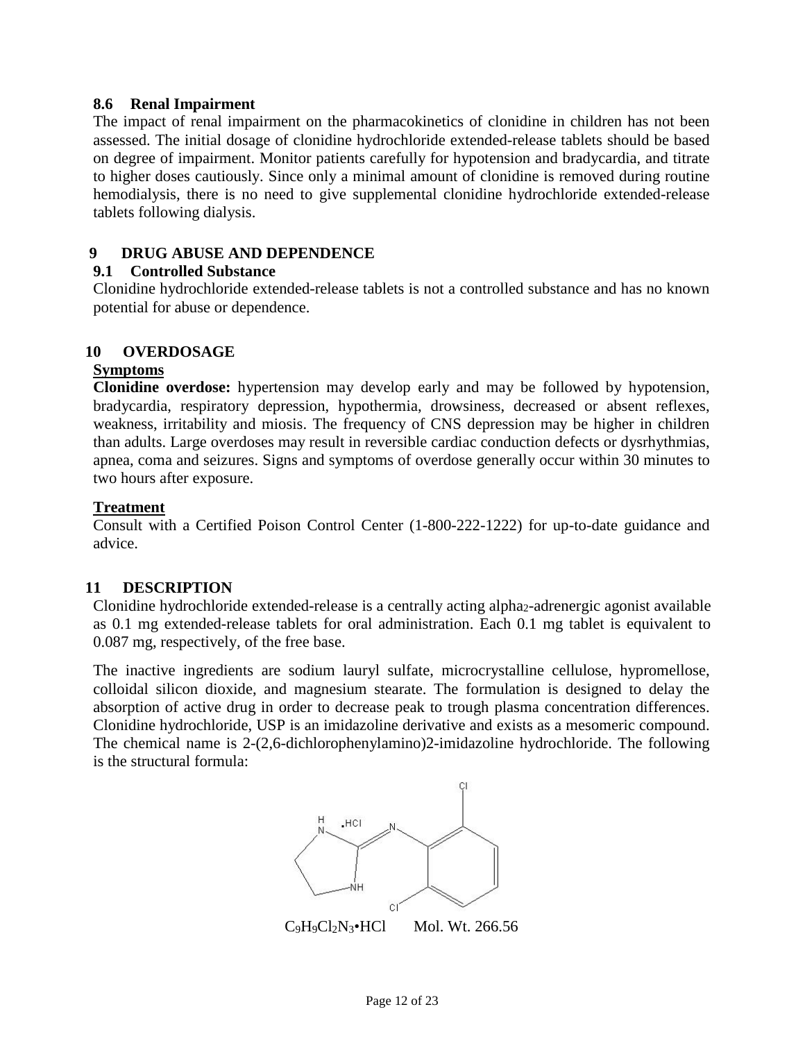### 8.6 Renal Impairment

The impact of renal impairment on the pharmacokinetics of clonidine in children has not been assessed. The initial dosage of clonidine hydrochloride extended-release tablets should be based on degree of impairment. Monitor patients carefully for hypotension and bradycardia, and titrate to higher doses cautiously. Since only a minimal amount of clonidine is removed during routine hemodialysis, there is no need to give supplemental clonidine hydrochloride extended-release tablets following dialysis.

## 9 DRUG ABUSE AND DEPENDENCE

### 9.1 Controlled Substance

Clonidine hydrochloride extended-release tablets is not a controlled substance and has no known potential for abuse or dependence.

## 10 OVERDOSAGE

**Symptoms**

**Clonidine overdose:** hypertension may develop early and may be followed by hypotension, bradycardia, respiratory depression, hypothermia, drowsiness, decreased or absent reflexes, weakness, irritability and miosis. The frequency of CNS depression may be higher in children than adults. Large overdoses may result in reversible cardiac conduction defects or dysrhythmias, apnea, coma and seizures. Signs and symptoms of overdose generally occur within 30 minutes to two hours after exposure.

**Treatment**

Consult with a Certified Poison Control Center (1-800-222-1222) for up-to-date guidance and advice.

## 11 DESCRIPTION

Clonidine hydrochloride extended-release is a centrally acting $alpha_2$-adrenergic agonist available as 0.1 mg extended-release tablets for oral administration. Each 0.1 mg tablet is equivalent to 0.087 mg, respectively, of the free base.

The inactive ingredients are sodium lauryl sulfate, microcrystalline cellulose, hypromellose, colloidal silicon dioxide, and magnesium stearate. The formulation is designed to delay the absorption of active drug in order to decrease peak to trough plasma concentration differences. Clonidine hydrochloride, USP is an imidazoline derivative and exists as a mesomeric compound. The chemical name is 2-(2,6-dichlorophenylamino)2-imidazoline hydrochloride. The following is the structural formula:

$C_9H_9Cl_2N_3$•HCl Mol. Wt. 266.56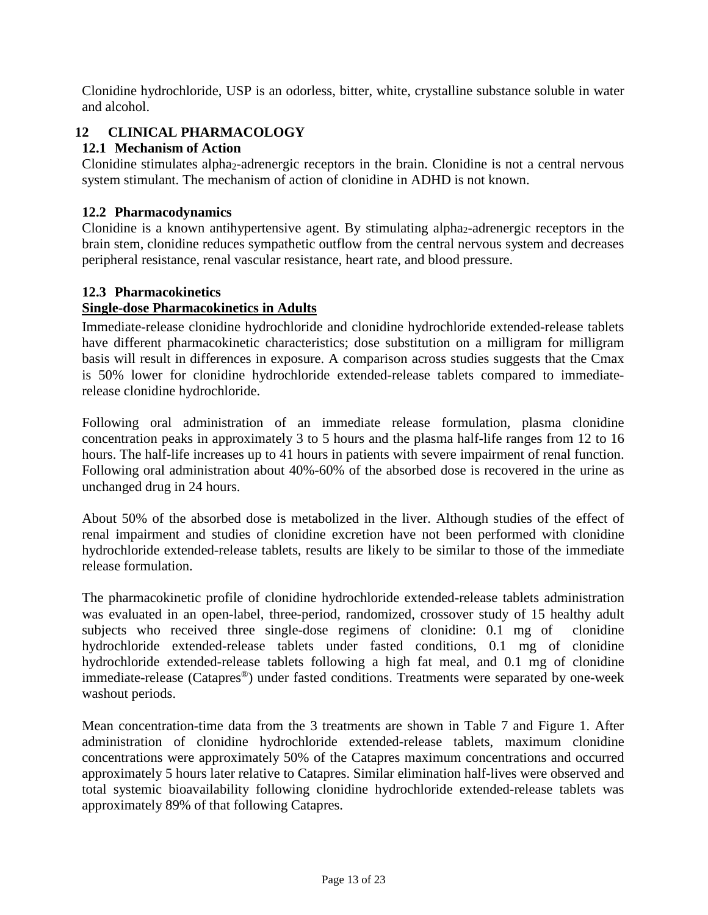Clonidine hydrochloride, USP is an odorless, bitter, white, crystalline substance soluble in water and alcohol.

## 12 CLINICAL PHARMACOLOGY

### 12.1 Mechanism of Action

Clonidine stimulates $alpha_2$-adrenergic receptors in the brain. Clonidine is not a central nervous system stimulant. The mechanism of action of clonidine in ADHD is not known.

### 12.2 Pharmacodynamics

Clonidine is a known antihypertensive agent. By stimulating $alpha_2$-adrenergic receptors in the brain stem, clonidine reduces sympathetic outflow from the central nervous system and decreases peripheral resistance, renal vascular resistance, heart rate, and blood pressure.

### 12.3 Pharmacokinetics

**Single-dose Pharmacokinetics in Adults**

Immediate-release clonidine hydrochloride and clonidine hydrochloride extended-release tablets have different pharmacokinetic characteristics; dose substitution on a milligram for milligram basis will result in differences in exposure. A comparison across studies suggests that the Cmax is 50% lower for clonidine hydrochloride extended-release tablets compared to immediate-release clonidine hydrochloride.

Following oral administration of an immediate release formulation, plasma clonidine concentration peaks in approximately 3 to 5 hours and the plasma half-life ranges from 12 to 16 hours. The half-life increases up to 41 hours in patients with severe impairment of renal function. Following oral administration about 40%-60% of the absorbed dose is recovered in the urine as unchanged drug in 24 hours.

About 50% of the absorbed dose is metabolized in the liver. Although studies of the effect of renal impairment and studies of clonidine excretion have not been performed with clonidine hydrochloride extended-release tablets, results are likely to be similar to those of the immediate release formulation.

The pharmacokinetic profile of clonidine hydrochloride extended-release tablets administration was evaluated in an open-label, three-period, randomized, crossover study of 15 healthy adult subjects who received three single-dose regimens of clonidine: 0.1 mg of clonidine hydrochloride extended-release tablets under fasted conditions, 0.1 mg of clonidine hydrochloride extended-release tablets following a high fat meal, and 0.1 mg of clonidine immediate-release (Catapres®) under fasted conditions. Treatments were separated by one-week washout periods.

Mean concentration-time data from the 3 treatments are shown in Table 7 and Figure 1. After administration of clonidine hydrochloride extended-release tablets, maximum clonidine concentrations were approximately 50% of the Catapres maximum concentrations and occurred approximately 5 hours later relative to Catapres. Similar elimination half-lives were observed and total systemic bioavailability following clonidine hydrochloride extended-release tablets was approximately 89% of that following Catapres.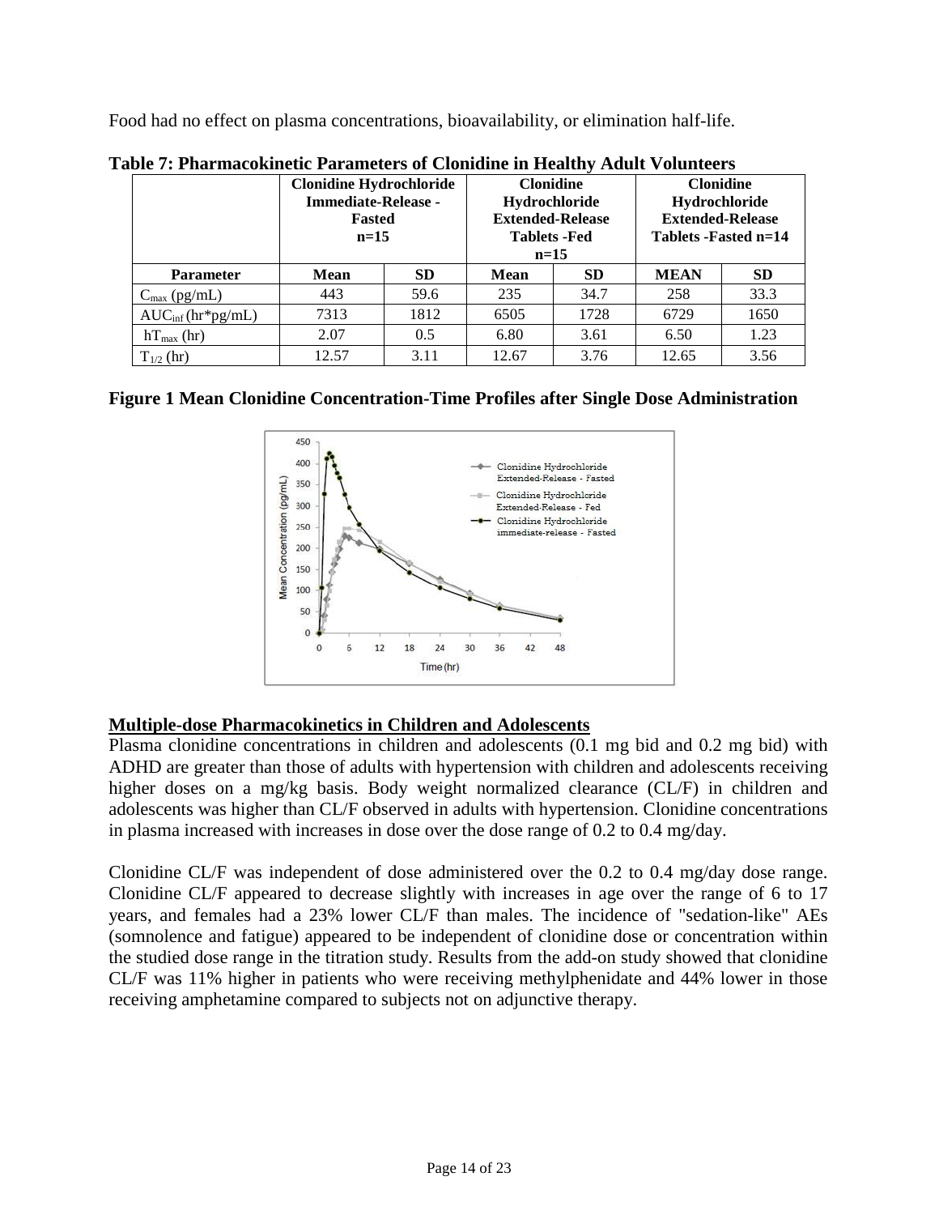Food had no effect on plasma concentrations, bioavailability, or elimination half-life.

**Table 7: Pharmacokinetic Parameters of Clonidine in Healthy Adult Volunteers**

| | Clonidine Hydrochloride Immediate-Release - Fasted n=15 | | Clonidine Hydrochloride Extended-Release Tablets -Fed n=15 | | Clonidine Hydrochloride Extended-Release Tablets -Fasted n=14 | |
|---|---|---|---|---|---|---|
| **Parameter** | **Mean** | **SD** | **Mean** | **SD** | **MEAN** | **SD** |
| $C_{max}$ (pg/mL) | 443 | 59.6 | 235 | 34.7 | 258 | 33.3 |
| $AUC_{inf}$ (hr*pg/mL) | 7313 | 1812 | 6505 | 1728 | 6729 | 1650 |
| $hT_{max}$ (hr) | 2.07 | 0.5 | 6.80 | 3.61 | 6.50 | 1.23 |
| $T_{1/2}$ (hr) | 12.57 | 3.11 | 12.67 | 3.76 | 12.65 | 3.56 |

**Figure 1 Mean Clonidine Concentration-Time Profiles after Single Dose Administration**

## Multiple-dose Pharmacokinetics in Children and Adolescents

Plasma clonidine concentrations in children and adolescents (0.1 mg bid and 0.2 mg bid) with ADHD are greater than those of adults with hypertension with children and adolescents receiving higher doses on a mg/kg basis. Body weight normalized clearance (CL/F) in children and adolescents was higher than CL/F observed in adults with hypertension. Clonidine concentrations in plasma increased with increases in dose over the dose range of 0.2 to 0.4 mg/day.

Clonidine CL/F was independent of dose administered over the 0.2 to 0.4 mg/day dose range. Clonidine CL/F appeared to decrease slightly with increases in age over the range of 6 to 17 years, and females had a 23% lower CL/F than males. The incidence of "sedation-like" AEs (somnolence and fatigue) appeared to be independent of clonidine dose or concentration within the studied dose range in the titration study. Results from the add-on study showed that clonidine CL/F was 11% higher in patients who were receiving methylphenidate and 44% lower in those receiving amphetamine compared to subjects not on adjunctive therapy.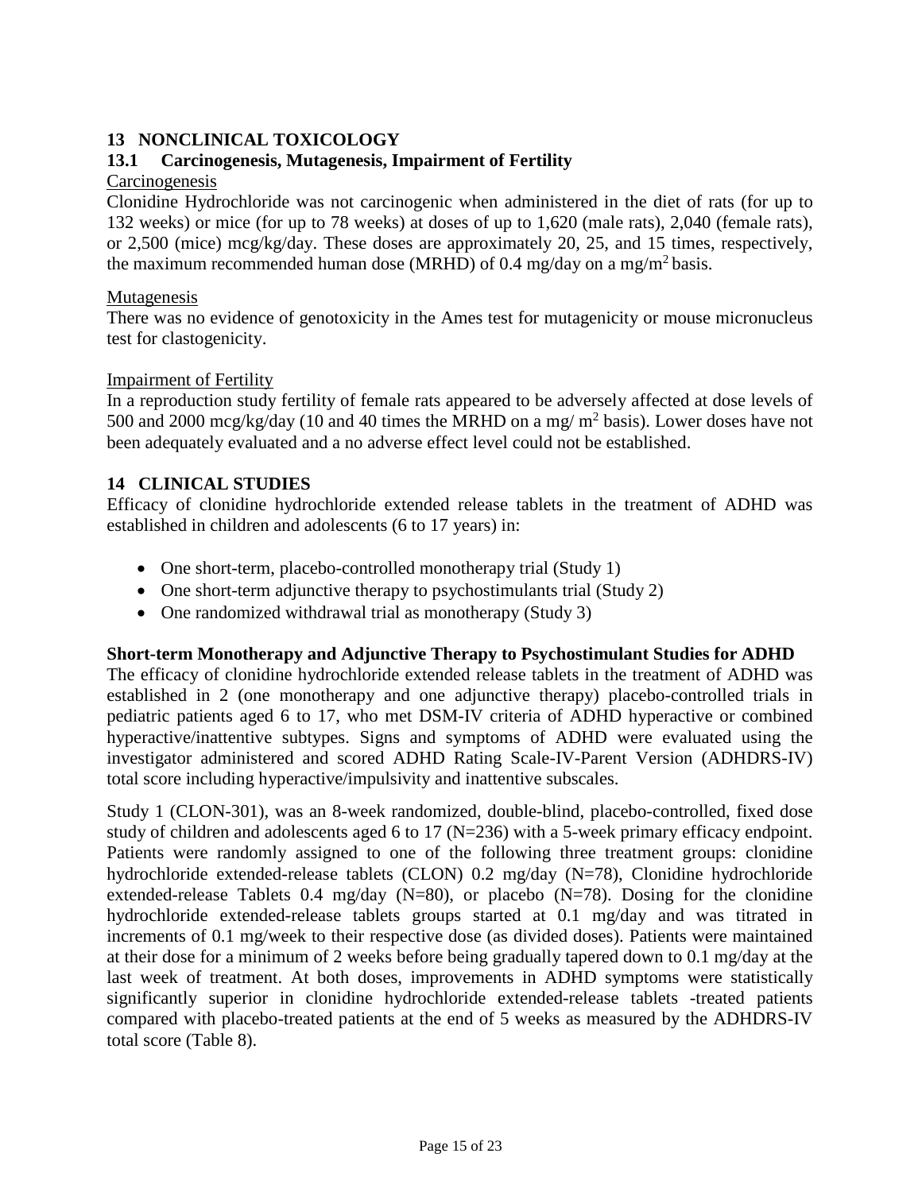## 13 NONCLINICAL TOXICOLOGY

### 13.1 Carcinogenesis, Mutagenesis, Impairment of Fertility

Carcinogenesis

Clonidine Hydrochloride was not carcinogenic when administered in the diet of rats (for up to 132 weeks) or mice (for up to 78 weeks) at doses of up to 1,620 (male rats), 2,040 (female rats), or 2,500 (mice) mcg/kg/day. These doses are approximately 20, 25, and 15 times, respectively, the maximum recommended human dose (MRHD) of 0.4 mg/day on a mg/$m^2$ basis.

Mutagenesis

There was no evidence of genotoxicity in the Ames test for mutagenicity or mouse micronucleus test for clastogenicity.

Impairment of Fertility

In a reproduction study fertility of female rats appeared to be adversely affected at dose levels of 500 and 2000 mcg/kg/day (10 and 40 times the MRHD on a mg/ $m^2$ basis). Lower doses have not been adequately evaluated and a no adverse effect level could not be established.

## 14 CLINICAL STUDIES

Efficacy of clonidine hydrochloride extended release tablets in the treatment of ADHD was established in children and adolescents (6 to 17 years) in:

- One short-term, placebo-controlled monotherapy trial (Study 1)
- One short-term adjunctive therapy to psychostimulants trial (Study 2)
- One randomized withdrawal trial as monotherapy (Study 3)

**Short-term Monotherapy and Adjunctive Therapy to Psychostimulant Studies for ADHD**

The efficacy of clonidine hydrochloride extended release tablets in the treatment of ADHD was established in 2 (one monotherapy and one adjunctive therapy) placebo-controlled trials in pediatric patients aged 6 to 17, who met DSM-IV criteria of ADHD hyperactive or combined hyperactive/inattentive subtypes. Signs and symptoms of ADHD were evaluated using the investigator administered and scored ADHD Rating Scale-IV-Parent Version (ADHDRS-IV) total score including hyperactive/impulsivity and inattentive subscales.

Study 1 (CLON-301), was an 8-week randomized, double-blind, placebo-controlled, fixed dose study of children and adolescents aged 6 to 17 (N=236) with a 5-week primary efficacy endpoint. Patients were randomly assigned to one of the following three treatment groups: clonidine hydrochloride extended-release tablets (CLON) 0.2 mg/day (N=78), Clonidine hydrochloride extended-release Tablets 0.4 mg/day (N=80), or placebo (N=78). Dosing for the clonidine hydrochloride extended-release tablets groups started at 0.1 mg/day and was titrated in increments of 0.1 mg/week to their respective dose (as divided doses). Patients were maintained at their dose for a minimum of 2 weeks before being gradually tapered down to 0.1 mg/day at the last week of treatment. At both doses, improvements in ADHD symptoms were statistically significantly superior in clonidine hydrochloride extended-release tablets -treated patients compared with placebo-treated patients at the end of 5 weeks as measured by the ADHDRS-IV total score (Table 8).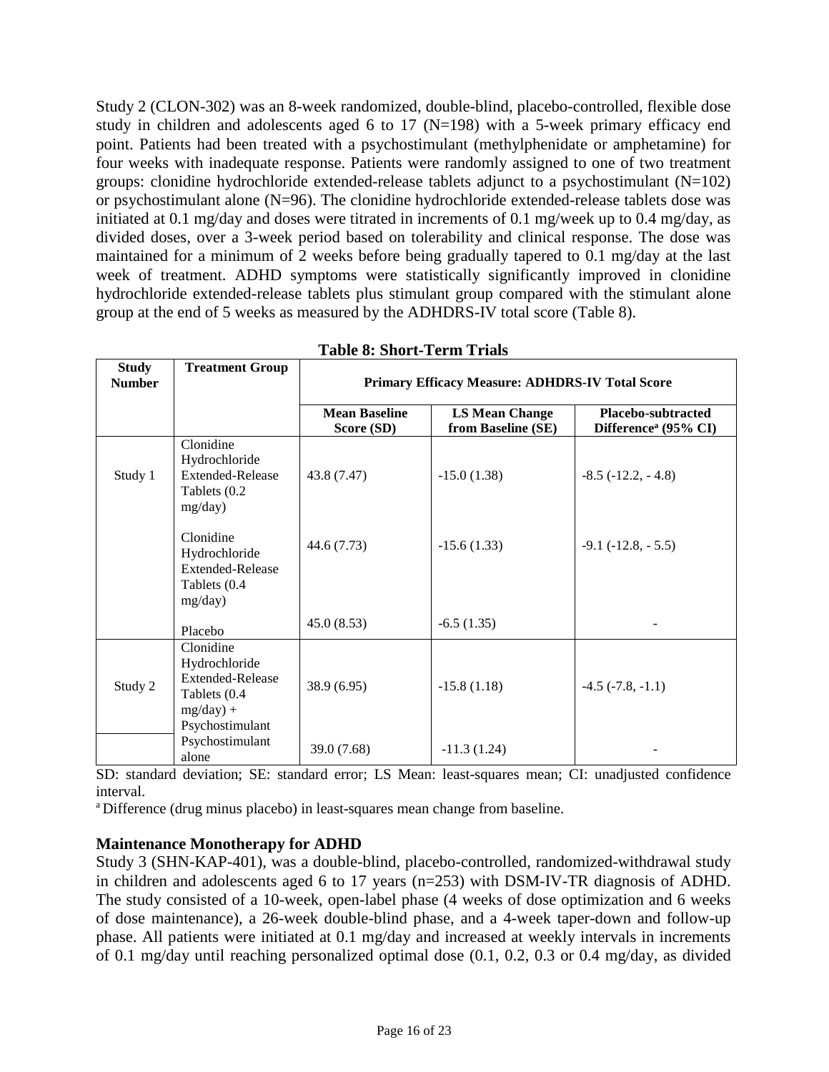Study 2 (CLON-302) was an 8-week randomized, double-blind, placebo-controlled, flexible dose study in children and adolescents aged 6 to 17 (N=198) with a 5-week primary efficacy end point. Patients had been treated with a psychostimulant (methylphenidate or amphetamine) for four weeks with inadequate response. Patients were randomly assigned to one of two treatment groups: clonidine hydrochloride extended-release tablets adjunct to a psychostimulant (N=102) or psychostimulant alone (N=96). The clonidine hydrochloride extended-release tablets dose was initiated at 0.1 mg/day and doses were titrated in increments of 0.1 mg/week up to 0.4 mg/day, as divided doses, over a 3-week period based on tolerability and clinical response. The dose was maintained for a minimum of 2 weeks before being gradually tapered to 0.1 mg/day at the last week of treatment. ADHD symptoms were statistically significantly improved in clonidine hydrochloride extended-release tablets plus stimulant group compared with the stimulant alone group at the end of 5 weeks as measured by the ADHDRS-IV total score (Table 8).

**Table 8: Short-Term Trials**

| Study Number | Treatment Group | Primary Efficacy Measure: ADHDRS-IV Total Score | | |
|---|---|---|---|---|
| | | **Mean Baseline Score (SD)** | **LS Mean Change from Baseline (SE)** | **Placebo-subtracted Difference[a] (95% CI)** |
| Study 1 | Clonidine Hydrochloride Extended-Release Tablets (0.2 mg/day) | 43.8 (7.47) | -15.0 (1.38) | -8.5 (-12.2, - 4.8) |
| | Clonidine Hydrochloride Extended-Release Tablets (0.4 mg/day) | 44.6 (7.73) | -15.6 (1.33) | -9.1 (-12.8, - 5.5) |
| | Placebo | 45.0 (8.53) | -6.5 (1.35) | - |
| Study 2 | Clonidine Hydrochloride Extended-Release Tablets (0.4 mg/day) + Psychostimulant | 38.9 (6.95) | -15.8 (1.18) | -4.5 (-7.8, -1.1) |
| | Psychostimulant alone | 39.0 (7.68) | -11.3 (1.24) | - |

SD: standard deviation; SE: standard error; LS Mean: least-squares mean; CI: unadjusted confidence interval.

[a] Difference (drug minus placebo) in least-squares mean change from baseline.

**Maintenance Monotherapy for ADHD**

Study 3 (SHN-KAP-401), was a double-blind, placebo-controlled, randomized-withdrawal study in children and adolescents aged 6 to 17 years (n=253) with DSM-IV-TR diagnosis of ADHD. The study consisted of a 10-week, open-label phase (4 weeks of dose optimization and 6 weeks of dose maintenance), a 26-week double-blind phase, and a 4-week taper-down and follow-up phase. All patients were initiated at 0.1 mg/day and increased at weekly intervals in increments of 0.1 mg/day until reaching personalized optimal dose (0.1, 0.2, 0.3 or 0.4 mg/day, as divided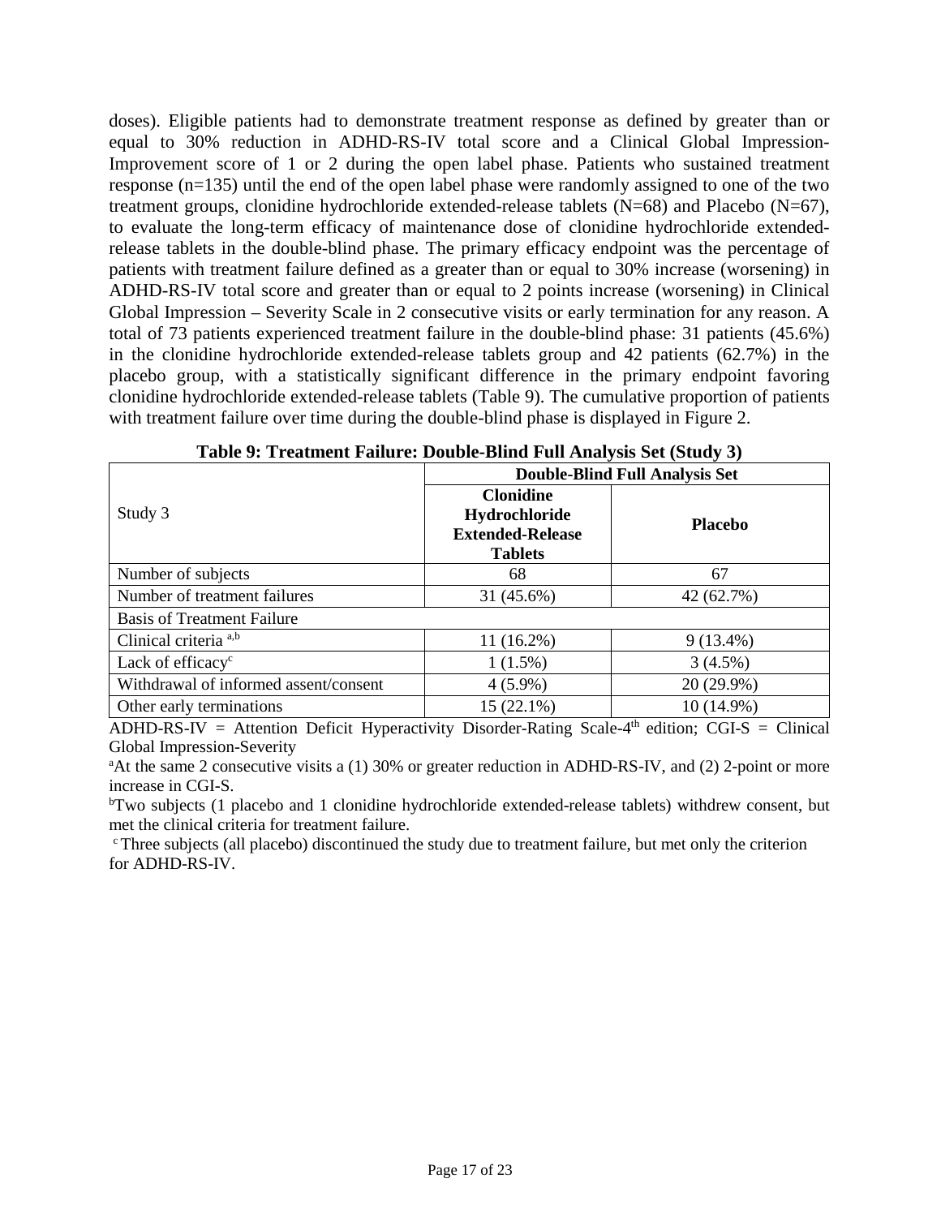doses). Eligible patients had to demonstrate treatment response as defined by greater than or equal to 30% reduction in ADHD-RS-IV total score and a Clinical Global Impression-Improvement score of 1 or 2 during the open label phase. Patients who sustained treatment response (n=135) until the end of the open label phase were randomly assigned to one of the two treatment groups, clonidine hydrochloride extended-release tablets (N=68) and Placebo (N=67), to evaluate the long-term efficacy of maintenance dose of clonidine hydrochloride extended-release tablets in the double-blind phase. The primary efficacy endpoint was the percentage of patients with treatment failure defined as a greater than or equal to 30% increase (worsening) in ADHD-RS-IV total score and greater than or equal to 2 points increase (worsening) in Clinical Global Impression – Severity Scale in 2 consecutive visits or early termination for any reason. A total of 73 patients experienced treatment failure in the double-blind phase: 31 patients (45.6%) in the clonidine hydrochloride extended-release tablets group and 42 patients (62.7%) in the placebo group, with a statistically significant difference in the primary endpoint favoring clonidine hydrochloride extended-release tablets (Table 9). The cumulative proportion of patients with treatment failure over time during the double-blind phase is displayed in Figure 2.

**Table 9: Treatment Failure: Double-Blind Full Analysis Set (Study 3)**

| Study 3 | **Double-Blind Full Analysis Set** | |
|---|---|---|
| | **Clonidine Hydrochloride Extended-Release Tablets** | **Placebo** |
| Number of subjects | 68 | 67 |
| Number of treatment failures | 31 (45.6%) | 42 (62.7%) |
| Basis of Treatment Failure | | |
| Clinical criteria [a,b] | 11 (16.2%) | 9 (13.4%) |
| Lack of efficacy[c] | 1 (1.5%) | 3 (4.5%) |
| Withdrawal of informed assent/consent | 4 (5.9%) | 20 (29.9%) |
| Other early terminations | 15 (22.1%) | 10 (14.9%) |

ADHD-RS-IV = Attention Deficit Hyperactivity Disorder-Rating Scale-4th edition; CGI-S = Clinical Global Impression-Severity

[a]At the same 2 consecutive visits a (1) 30% or greater reduction in ADHD-RS-IV, and (2) 2-point or more increase in CGI-S.

[b]Two subjects (1 placebo and 1 clonidine hydrochloride extended-release tablets) withdrew consent, but met the clinical criteria for treatment failure.

[c]Three subjects (all placebo) discontinued the study due to treatment failure, but met only the criterion for ADHD-RS-IV.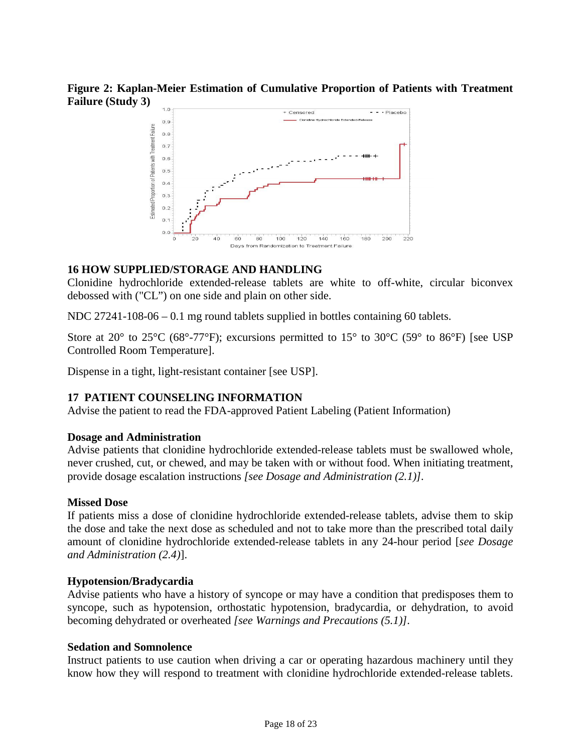**Figure 2: Kaplan-Meier Estimation of Cumulative Proportion of Patients with Treatment Failure (Study 3)**

## 16 HOW SUPPLIED/STORAGE AND HANDLING

Clonidine hydrochloride extended-release tablets are white to off-white, circular biconvex debossed with ("CL") on one side and plain on other side.

NDC 27241-108-06 – 0.1 mg round tablets supplied in bottles containing 60 tablets.

Store at 20° to 25°C (68°-77°F); excursions permitted to 15° to 30°C (59° to 86°F) [see USP Controlled Room Temperature].

Dispense in a tight, light-resistant container [see USP].

## 17 PATIENT COUNSELING INFORMATION

Advise the patient to read the FDA-approved Patient Labeling (Patient Information)

### Dosage and Administration

Advise patients that clonidine hydrochloride extended-release tablets must be swallowed whole, never crushed, cut, or chewed, and may be taken with or without food. When initiating treatment, provide dosage escalation instructions *[see Dosage and Administration (2.1)]*.

### Missed Dose

If patients miss a dose of clonidine hydrochloride extended-release tablets, advise them to skip the dose and take the next dose as scheduled and not to take more than the prescribed total daily amount of clonidine hydrochloride extended-release tablets in any 24-hour period [*see Dosage and Administration (2.4)*].

### Hypotension/Bradycardia

Advise patients who have a history of syncope or may have a condition that predisposes them to syncope, such as hypotension, orthostatic hypotension, bradycardia, or dehydration, to avoid becoming dehydrated or overheated *[see Warnings and Precautions (5.1)]*.

### Sedation and Somnolence

Instruct patients to use caution when driving a car or operating hazardous machinery until they know how they will respond to treatment with clonidine hydrochloride extended-release tablets.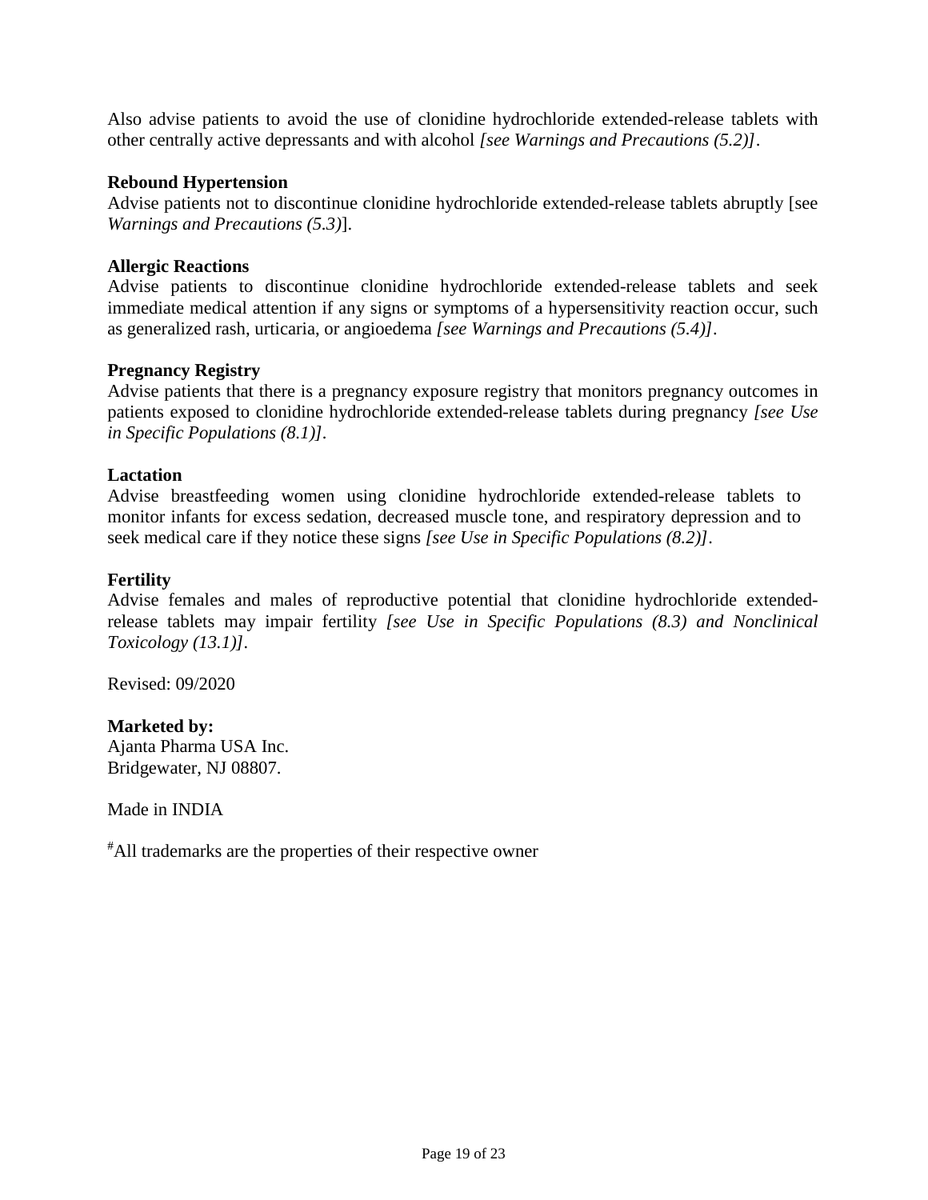Also advise patients to avoid the use of clonidine hydrochloride extended-release tablets with other centrally active depressants and with alcohol *[see Warnings and Precautions (5.2)]*.

**Rebound Hypertension**

Advise patients not to discontinue clonidine hydrochloride extended-release tablets abruptly [see *Warnings and Precautions (5.3)*].

**Allergic Reactions**

Advise patients to discontinue clonidine hydrochloride extended-release tablets and seek immediate medical attention if any signs or symptoms of a hypersensitivity reaction occur, such as generalized rash, urticaria, or angioedema *[see Warnings and Precautions (5.4)]*.

**Pregnancy Registry**

Advise patients that there is a pregnancy exposure registry that monitors pregnancy outcomes in patients exposed to clonidine hydrochloride extended-release tablets during pregnancy *[see Use in Specific Populations (8.1)]*.

**Lactation**

Advise breastfeeding women using clonidine hydrochloride extended-release tablets to monitor infants for excess sedation, decreased muscle tone, and respiratory depression and to seek medical care if they notice these signs *[see Use in Specific Populations (8.2)]*.

**Fertility**

Advise females and males of reproductive potential that clonidine hydrochloride extended-release tablets may impair fertility *[see Use in Specific Populations (8.3) and Nonclinical Toxicology (13.1)]*.

Revised: 09/2020

**Marketed by:**
Ajanta Pharma USA Inc.
Bridgewater, NJ 08807.

Made in INDIA

#All trademarks are the properties of their respective owner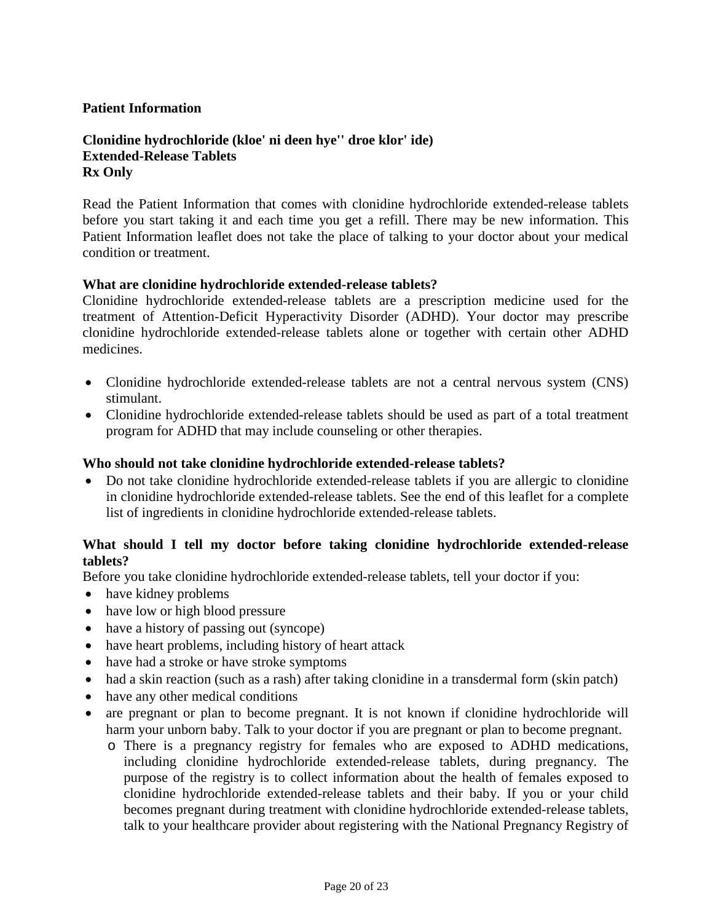**Patient Information**

**Clonidine hydrochloride (kloe' ni deen hye'' droe klor' ide)**
**Extended-Release Tablets**
**Rx Only**

Read the Patient Information that comes with clonidine hydrochloride extended-release tablets before you start taking it and each time you get a refill. There may be new information. This Patient Information leaflet does not take the place of talking to your doctor about your medical condition or treatment.

**What are clonidine hydrochloride extended-release tablets?**

Clonidine hydrochloride extended-release tablets are a prescription medicine used for the treatment of Attention-Deficit Hyperactivity Disorder (ADHD). Your doctor may prescribe clonidine hydrochloride extended-release tablets alone or together with certain other ADHD medicines.

- Clonidine hydrochloride extended-release tablets are not a central nervous system (CNS) stimulant.
- Clonidine hydrochloride extended-release tablets should be used as part of a total treatment program for ADHD that may include counseling or other therapies.

**Who should not take clonidine hydrochloride extended-release tablets?**

- Do not take clonidine hydrochloride extended-release tablets if you are allergic to clonidine in clonidine hydrochloride extended-release tablets. See the end of this leaflet for a complete list of ingredients in clonidine hydrochloride extended-release tablets.

**What should I tell my doctor before taking clonidine hydrochloride extended-release tablets?**

Before you take clonidine hydrochloride extended-release tablets, tell your doctor if you:

- have kidney problems
- have low or high blood pressure
- have a history of passing out (syncope)
- have heart problems, including history of heart attack
- have had a stroke or have stroke symptoms
- had a skin reaction (such as a rash) after taking clonidine in a transdermal form (skin patch)
- have any other medical conditions
- are pregnant or plan to become pregnant. It is not known if clonidine hydrochloride will harm your unborn baby. Talk to your doctor if you are pregnant or plan to become pregnant.
  - There is a pregnancy registry for females who are exposed to ADHD medications, including clonidine hydrochloride extended-release tablets, during pregnancy. The purpose of the registry is to collect information about the health of females exposed to clonidine hydrochloride extended-release tablets and their baby. If you or your child becomes pregnant during treatment with clonidine hydrochloride extended-release tablets, talk to your healthcare provider about registering with the National Pregnancy Registry of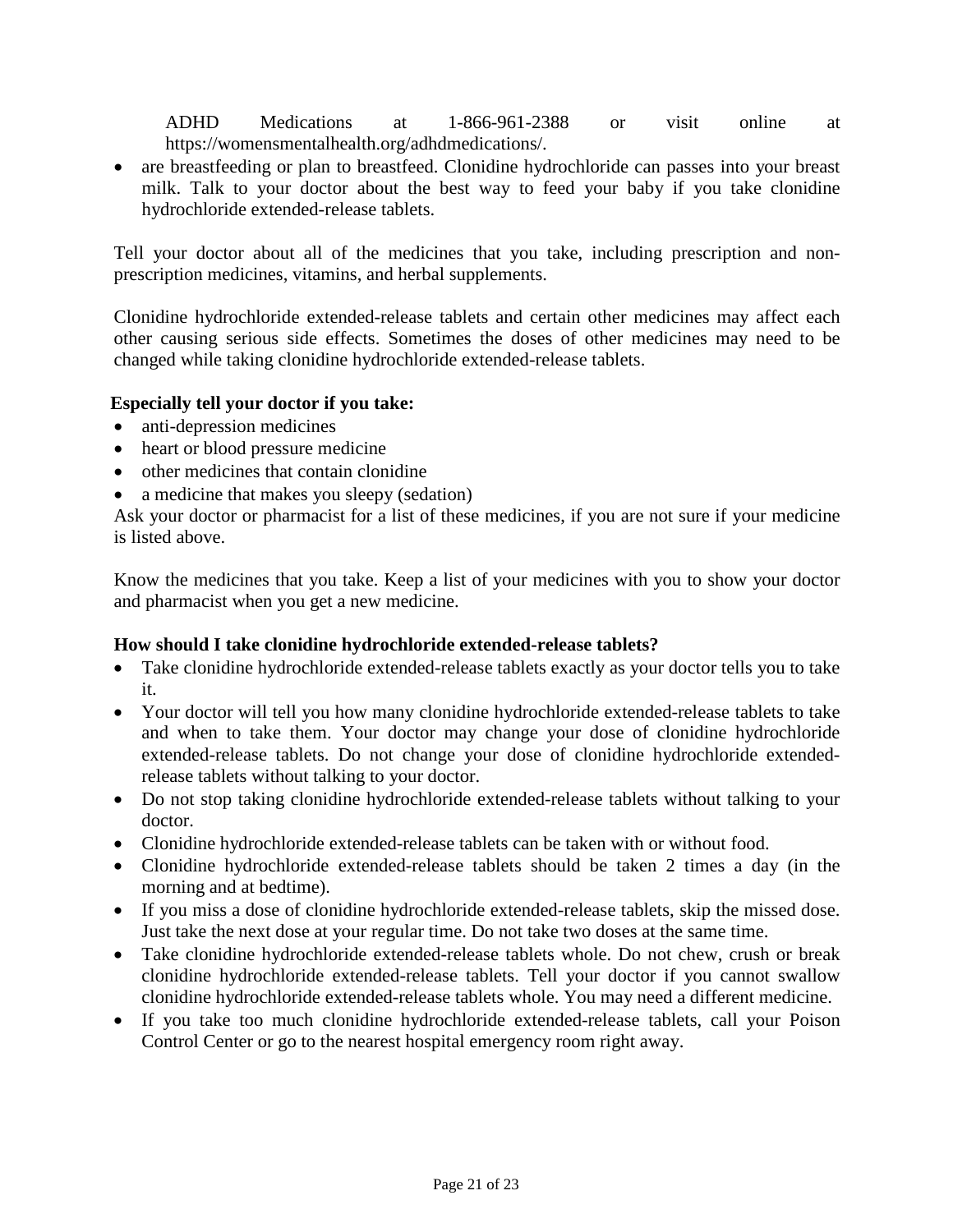ADHD Medications at 1-866-961-2388 or visit online at https://womensmentalhealth.org/adhdmedications/.

- are breastfeeding or plan to breastfeed. Clonidine hydrochloride can passes into your breast milk. Talk to your doctor about the best way to feed your baby if you take clonidine hydrochloride extended-release tablets.

Tell your doctor about all of the medicines that you take, including prescription and non-prescription medicines, vitamins, and herbal supplements.

Clonidine hydrochloride extended-release tablets and certain other medicines may affect each other causing serious side effects. Sometimes the doses of other medicines may need to be changed while taking clonidine hydrochloride extended-release tablets.

**Especially tell your doctor if you take:**

- anti-depression medicines
- heart or blood pressure medicine
- other medicines that contain clonidine
- a medicine that makes you sleepy (sedation)

Ask your doctor or pharmacist for a list of these medicines, if you are not sure if your medicine is listed above.

Know the medicines that you take. Keep a list of your medicines with you to show your doctor and pharmacist when you get a new medicine.

**How should I take clonidine hydrochloride extended-release tablets?**

- Take clonidine hydrochloride extended-release tablets exactly as your doctor tells you to take it.
- Your doctor will tell you how many clonidine hydrochloride extended-release tablets to take and when to take them. Your doctor may change your dose of clonidine hydrochloride extended-release tablets. Do not change your dose of clonidine hydrochloride extended-release tablets without talking to your doctor.
- Do not stop taking clonidine hydrochloride extended-release tablets without talking to your doctor.
- Clonidine hydrochloride extended-release tablets can be taken with or without food.
- Clonidine hydrochloride extended-release tablets should be taken 2 times a day (in the morning and at bedtime).
- If you miss a dose of clonidine hydrochloride extended-release tablets, skip the missed dose. Just take the next dose at your regular time. Do not take two doses at the same time.
- Take clonidine hydrochloride extended-release tablets whole. Do not chew, crush or break clonidine hydrochloride extended-release tablets. Tell your doctor if you cannot swallow clonidine hydrochloride extended-release tablets whole. You may need a different medicine.
- If you take too much clonidine hydrochloride extended-release tablets, call your Poison Control Center or go to the nearest hospital emergency room right away.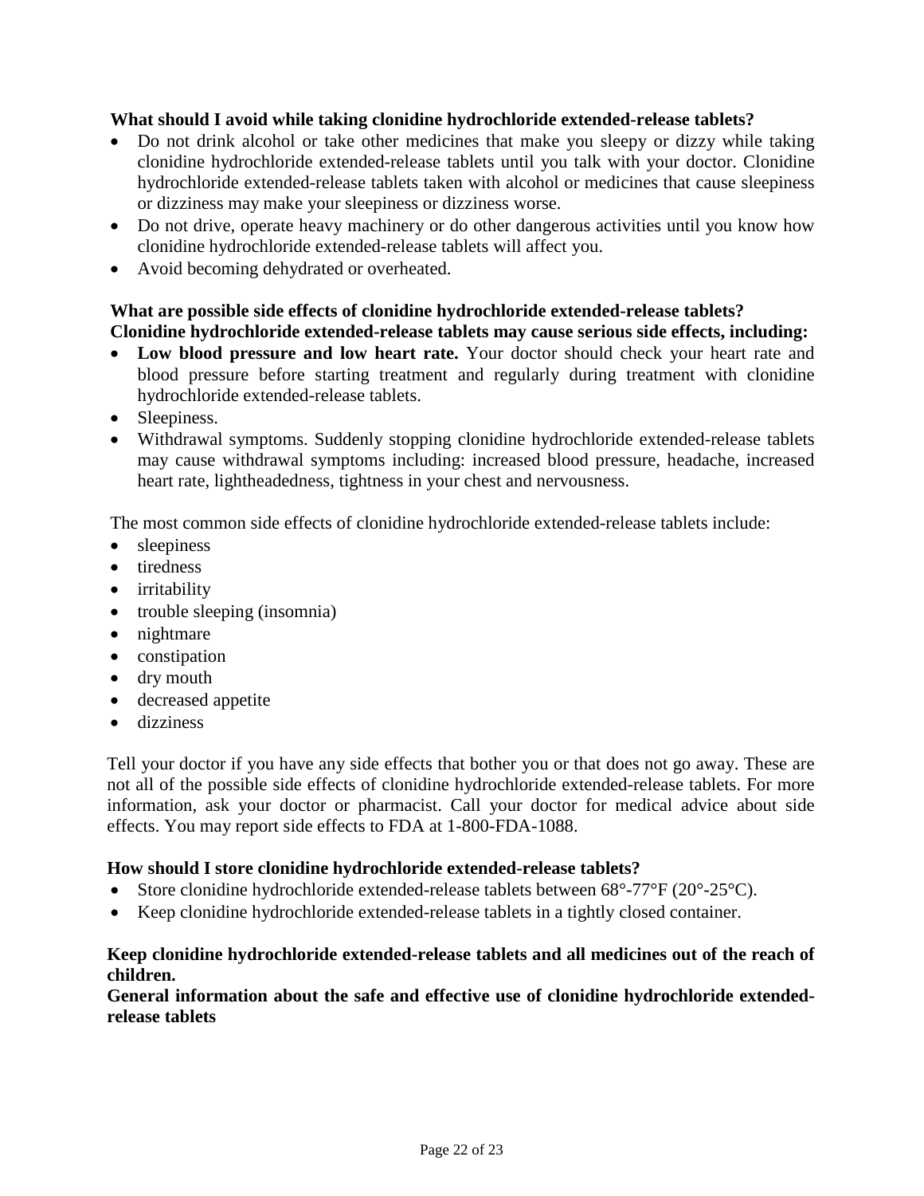**What should I avoid while taking clonidine hydrochloride extended-release tablets?**

- Do not drink alcohol or take other medicines that make you sleepy or dizzy while taking clonidine hydrochloride extended-release tablets until you talk with your doctor. Clonidine hydrochloride extended-release tablets taken with alcohol or medicines that cause sleepiness or dizziness may make your sleepiness or dizziness worse.
- Do not drive, operate heavy machinery or do other dangerous activities until you know how clonidine hydrochloride extended-release tablets will affect you.
- Avoid becoming dehydrated or overheated.

**What are possible side effects of clonidine hydrochloride extended-release tablets?**
**Clonidine hydrochloride extended-release tablets may cause serious side effects, including:**

- **Low blood pressure and low heart rate.** Your doctor should check your heart rate and blood pressure before starting treatment and regularly during treatment with clonidine hydrochloride extended-release tablets.
- Sleepiness.
- Withdrawal symptoms. Suddenly stopping clonidine hydrochloride extended-release tablets may cause withdrawal symptoms including: increased blood pressure, headache, increased heart rate, lightheadedness, tightness in your chest and nervousness.

The most common side effects of clonidine hydrochloride extended-release tablets include:

- sleepiness
- tiredness
- irritability
- trouble sleeping (insomnia)
- nightmare
- constipation
- dry mouth
- decreased appetite
- dizziness

Tell your doctor if you have any side effects that bother you or that does not go away. These are not all of the possible side effects of clonidine hydrochloride extended-release tablets. For more information, ask your doctor or pharmacist. Call your doctor for medical advice about side effects. You may report side effects to FDA at 1-800-FDA-1088.

**How should I store clonidine hydrochloride extended-release tablets?**

- Store clonidine hydrochloride extended-release tablets between 68°-77°F (20°-25°C).
- Keep clonidine hydrochloride extended-release tablets in a tightly closed container.

**Keep clonidine hydrochloride extended-release tablets and all medicines out of the reach of children.**

**General information about the safe and effective use of clonidine hydrochloride extended-release tablets**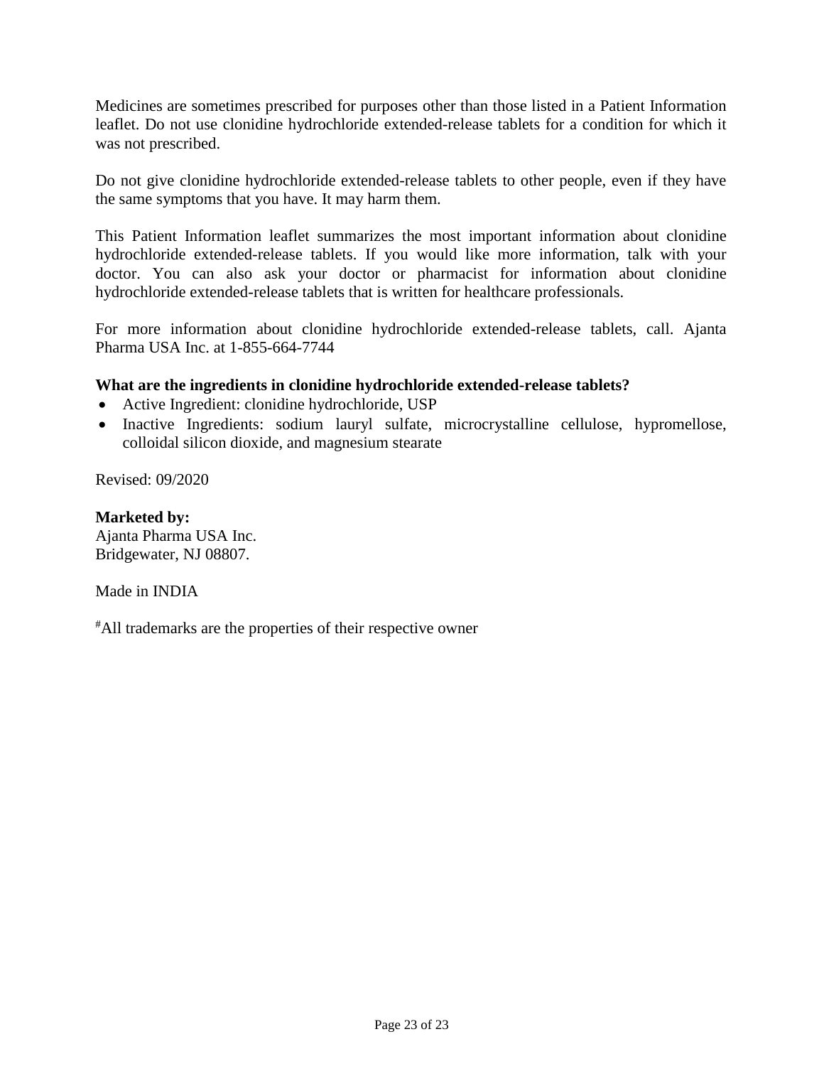Medicines are sometimes prescribed for purposes other than those listed in a Patient Information leaflet. Do not use clonidine hydrochloride extended-release tablets for a condition for which it was not prescribed.

Do not give clonidine hydrochloride extended-release tablets to other people, even if they have the same symptoms that you have. It may harm them.

This Patient Information leaflet summarizes the most important information about clonidine hydrochloride extended-release tablets. If you would like more information, talk with your doctor. You can also ask your doctor or pharmacist for information about clonidine hydrochloride extended-release tablets that is written for healthcare professionals.

For more information about clonidine hydrochloride extended-release tablets, call. Ajanta Pharma USA Inc. at 1-855-664-7744

**What are the ingredients in clonidine hydrochloride extended-release tablets?**

- Active Ingredient: clonidine hydrochloride, USP
- Inactive Ingredients: sodium lauryl sulfate, microcrystalline cellulose, hypromellose, colloidal silicon dioxide, and magnesium stearate

Revised: 09/2020

**Marketed by:**
Ajanta Pharma USA Inc.
Bridgewater, NJ 08807.

Made in INDIA

#All trademarks are the properties of their respective owner